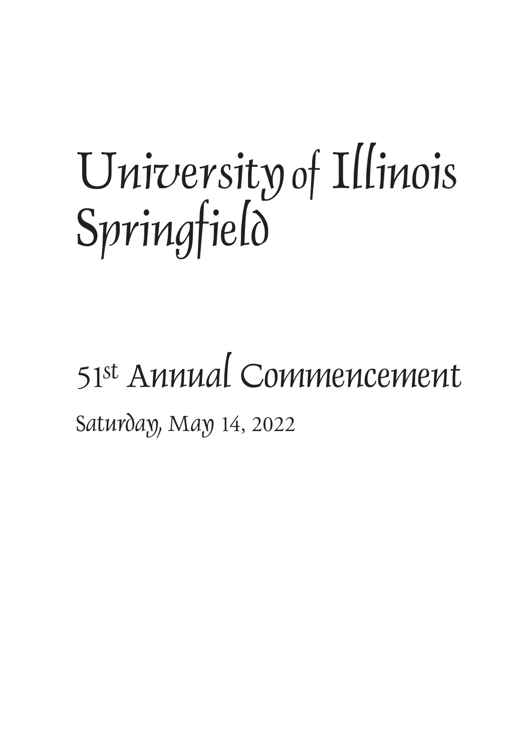# University of Illinois Springfield

## 51st Annual Commencement

Saturday, May 14, 2022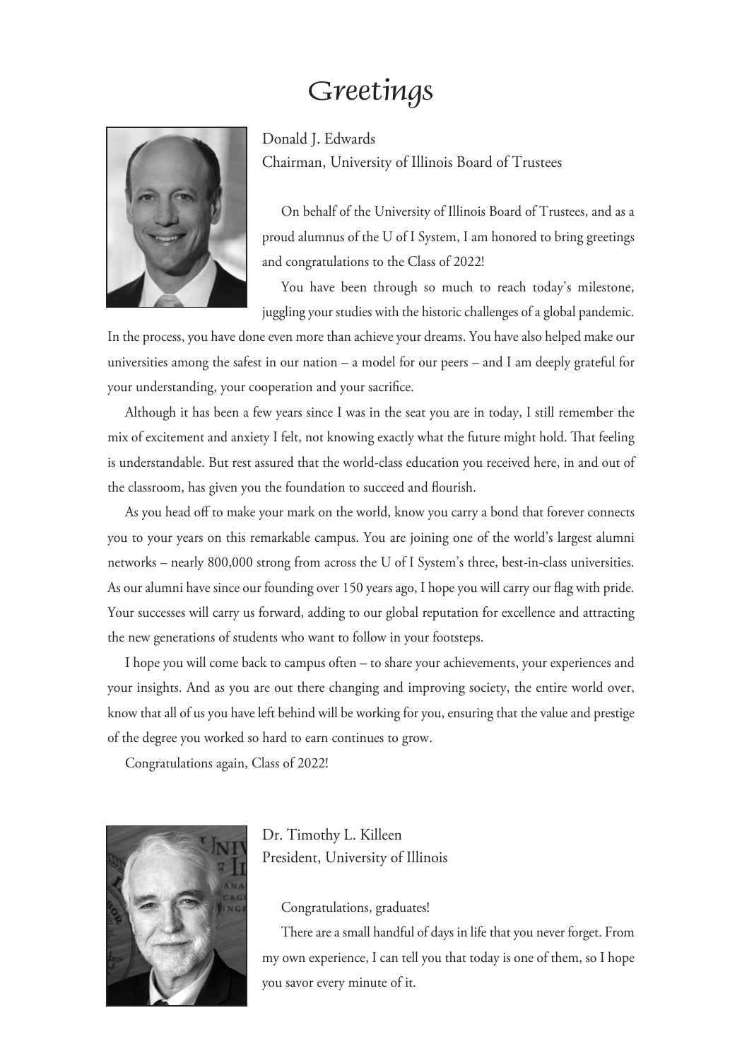# Greetings

Donald J. Edwards
Chairman, University of Illinois Board of Trustees

On behalf of the University of Illinois Board of Trustees, and as a proud alumnus of the U of I System, I am honored to bring greetings and congratulations to the Class of 2022!

You have been through so much to reach today's milestone, juggling your studies with the historic challenges of a global pandemic. In the process, you have done even more than achieve your dreams. You have also helped make our universities among the safest in our nation – a model for our peers – and I am deeply grateful for your understanding, your cooperation and your sacrifice.

Although it has been a few years since I was in the seat you are in today, I still remember the mix of excitement and anxiety I felt, not knowing exactly what the future might hold. That feeling is understandable. But rest assured that the world-class education you received here, in and out of the classroom, has given you the foundation to succeed and flourish.

As you head off to make your mark on the world, know you carry a bond that forever connects you to your years on this remarkable campus. You are joining one of the world's largest alumni networks – nearly 800,000 strong from across the U of I System's three, best-in-class universities. As our alumni have since our founding over 150 years ago, I hope you will carry our flag with pride. Your successes will carry us forward, adding to our global reputation for excellence and attracting the new generations of students who want to follow in your footsteps.

I hope you will come back to campus often – to share your achievements, your experiences and your insights. And as you are out there changing and improving society, the entire world over, know that all of us you have left behind will be working for you, ensuring that the value and prestige of the degree you worked so hard to earn continues to grow.

Congratulations again, Class of 2022!

Dr. Timothy L. Killeen
President, University of Illinois

Congratulations, graduates!

There are a small handful of days in life that you never forget. From my own experience, I can tell you that today is one of them, so I hope you savor every minute of it.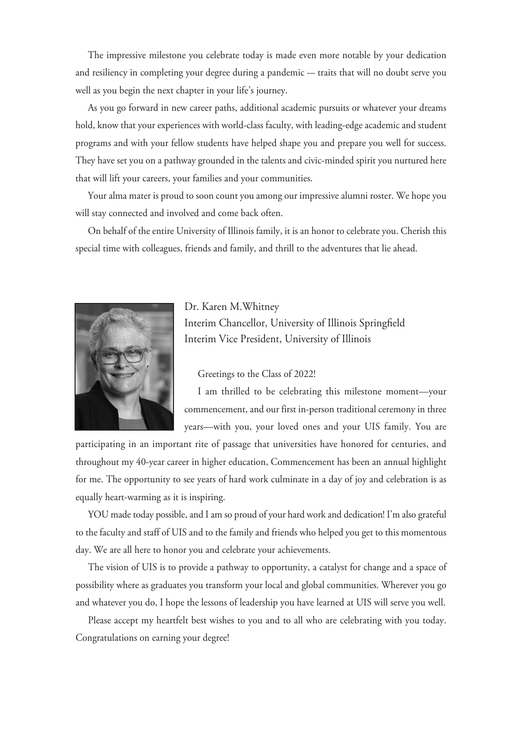The impressive milestone you celebrate today is made even more notable by your dedication and resiliency in completing your degree during a pandemic -– traits that will no doubt serve you well as you begin the next chapter in your life's journey.

As you go forward in new career paths, additional academic pursuits or whatever your dreams hold, know that your experiences with world-class faculty, with leading-edge academic and student programs and with your fellow students have helped shape you and prepare you well for success. They have set you on a pathway grounded in the talents and civic-minded spirit you nurtured here that will lift your careers, your families and your communities.

Your alma mater is proud to soon count you among our impressive alumni roster. We hope you will stay connected and involved and come back often.

On behalf of the entire University of Illinois family, it is an honor to celebrate you. Cherish this special time with colleagues, friends and family, and thrill to the adventures that lie ahead.

Dr. Karen M.Whitney
Interim Chancellor, University of Illinois Springfield
Interim Vice President, University of Illinois

Greetings to the Class of 2022!

I am thrilled to be celebrating this milestone moment—your commencement, and our first in-person traditional ceremony in three years—with you, your loved ones and your UIS family. You are participating in an important rite of passage that universities have honored for centuries, and throughout my 40-year career in higher education, Commencement has been an annual highlight for me. The opportunity to see years of hard work culminate in a day of joy and celebration is as equally heart-warming as it is inspiring.

YOU made today possible, and I am so proud of your hard work and dedication! I'm also grateful to the faculty and staff of UIS and to the family and friends who helped you get to this momentous day. We are all here to honor you and celebrate your achievements.

The vision of UIS is to provide a pathway to opportunity, a catalyst for change and a space of possibility where as graduates you transform your local and global communities. Wherever you go and whatever you do, I hope the lessons of leadership you have learned at UIS will serve you well.

Please accept my heartfelt best wishes to you and to all who are celebrating with you today. Congratulations on earning your degree!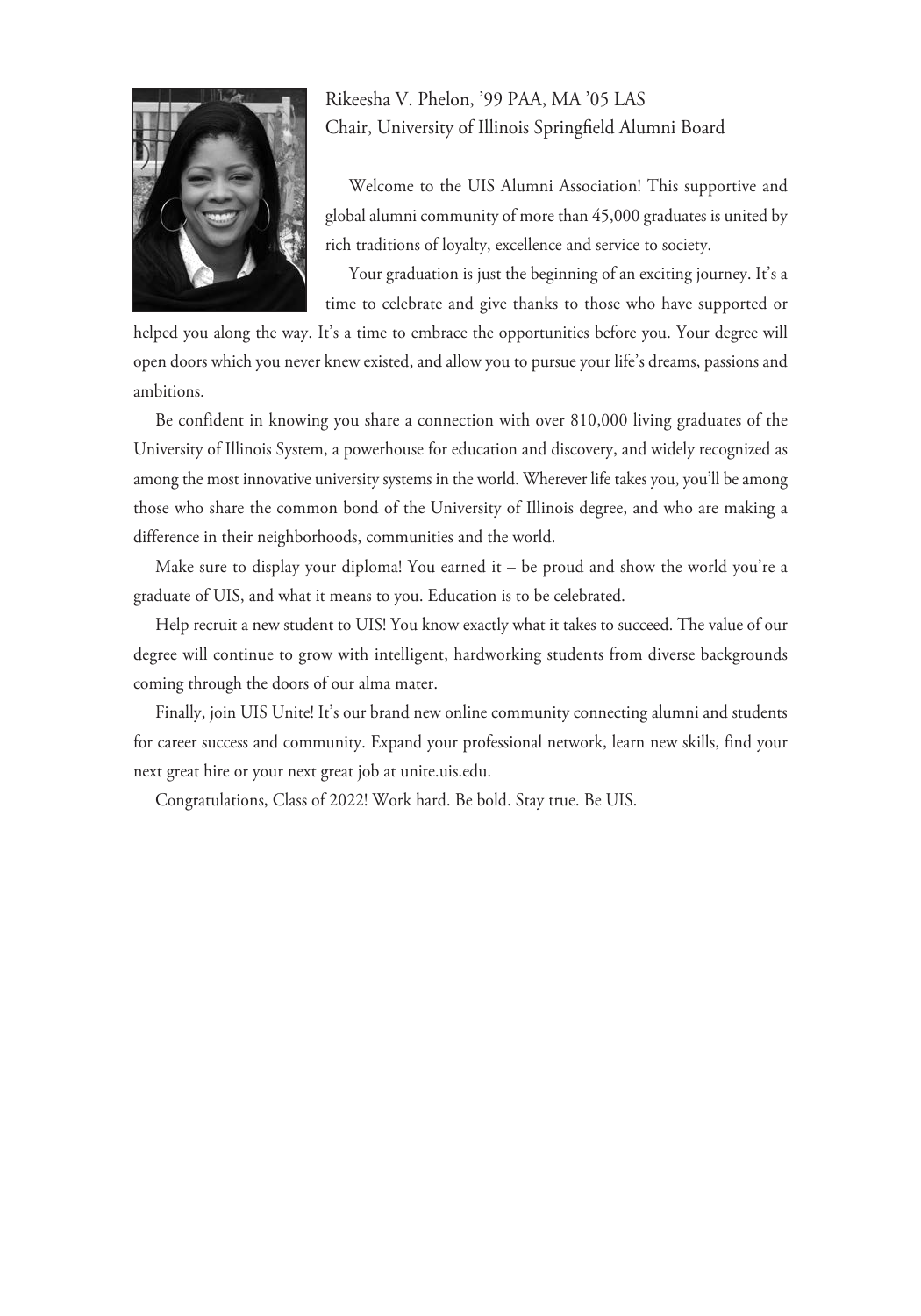Rikeesha V. Phelon, ’99 PAA, MA ’05 LAS
Chair, University of Illinois Springfield Alumni Board

Welcome to the UIS Alumni Association! This supportive and global alumni community of more than 45,000 graduates is united by rich traditions of loyalty, excellence and service to society.

Your graduation is just the beginning of an exciting journey. It’s a time to celebrate and give thanks to those who have supported or helped you along the way. It’s a time to embrace the opportunities before you. Your degree will open doors which you never knew existed, and allow you to pursue your life’s dreams, passions and ambitions.

Be confident in knowing you share a connection with over 810,000 living graduates of the University of Illinois System, a powerhouse for education and discovery, and widely recognized as among the most innovative university systems in the world. Wherever life takes you, you’ll be among those who share the common bond of the University of Illinois degree, and who are making a difference in their neighborhoods, communities and the world.

Make sure to display your diploma! You earned it – be proud and show the world you’re a graduate of UIS, and what it means to you. Education is to be celebrated.

Help recruit a new student to UIS! You know exactly what it takes to succeed. The value of our degree will continue to grow with intelligent, hardworking students from diverse backgrounds coming through the doors of our alma mater.

Finally, join UIS Unite! It’s our brand new online community connecting alumni and students for career success and community. Expand your professional network, learn new skills, find your next great hire or your next great job at unite.uis.edu.

Congratulations, Class of 2022! Work hard. Be bold. Stay true. Be UIS.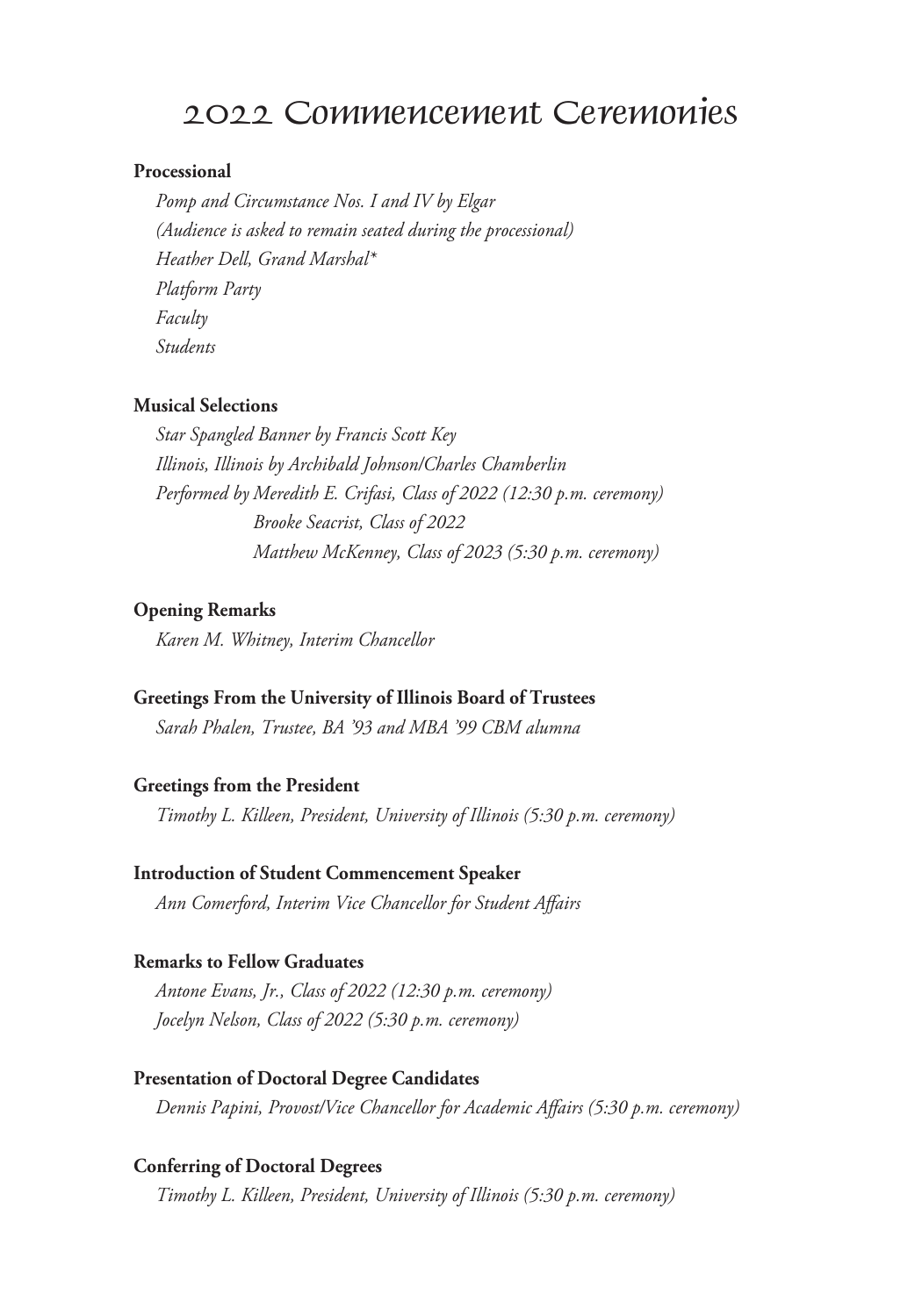# 2022 Commencement Ceremonies

**Processional**

*Pomp and Circumstance Nos. I and IV by Elgar*
*(Audience is asked to remain seated during the processional)*
*Heather Dell, Grand Marshal**
*Platform Party*
*Faculty*
*Students*

**Musical Selections**

*Star Spangled Banner by Francis Scott Key*
*Illinois, Illinois by Archibald Johnson/Charles Chamberlin*
*Performed by Meredith E. Crifasi, Class of 2022 (12:30 p.m. ceremony)*
*Brooke Seacrist, Class of 2022*
*Matthew McKenney, Class of 2023 (5:30 p.m. ceremony)*

**Opening Remarks**

*Karen M. Whitney, Interim Chancellor*

**Greetings From the University of Illinois Board of Trustees**

*Sarah Phalen, Trustee, BA '93 and MBA '99 CBM alumna*

**Greetings from the President**

*Timothy L. Killeen, President, University of Illinois (5:30 p.m. ceremony)*

**Introduction of Student Commencement Speaker**

*Ann Comerford, Interim Vice Chancellor for Student Affairs*

**Remarks to Fellow Graduates**

*Antone Evans, Jr., Class of 2022 (12:30 p.m. ceremony)*
*Jocelyn Nelson, Class of 2022 (5:30 p.m. ceremony)*

**Presentation of Doctoral Degree Candidates**

*Dennis Papini, Provost/Vice Chancellor for Academic Affairs (5:30 p.m. ceremony)*

**Conferring of Doctoral Degrees**

*Timothy L. Killeen, President, University of Illinois (5:30 p.m. ceremony)*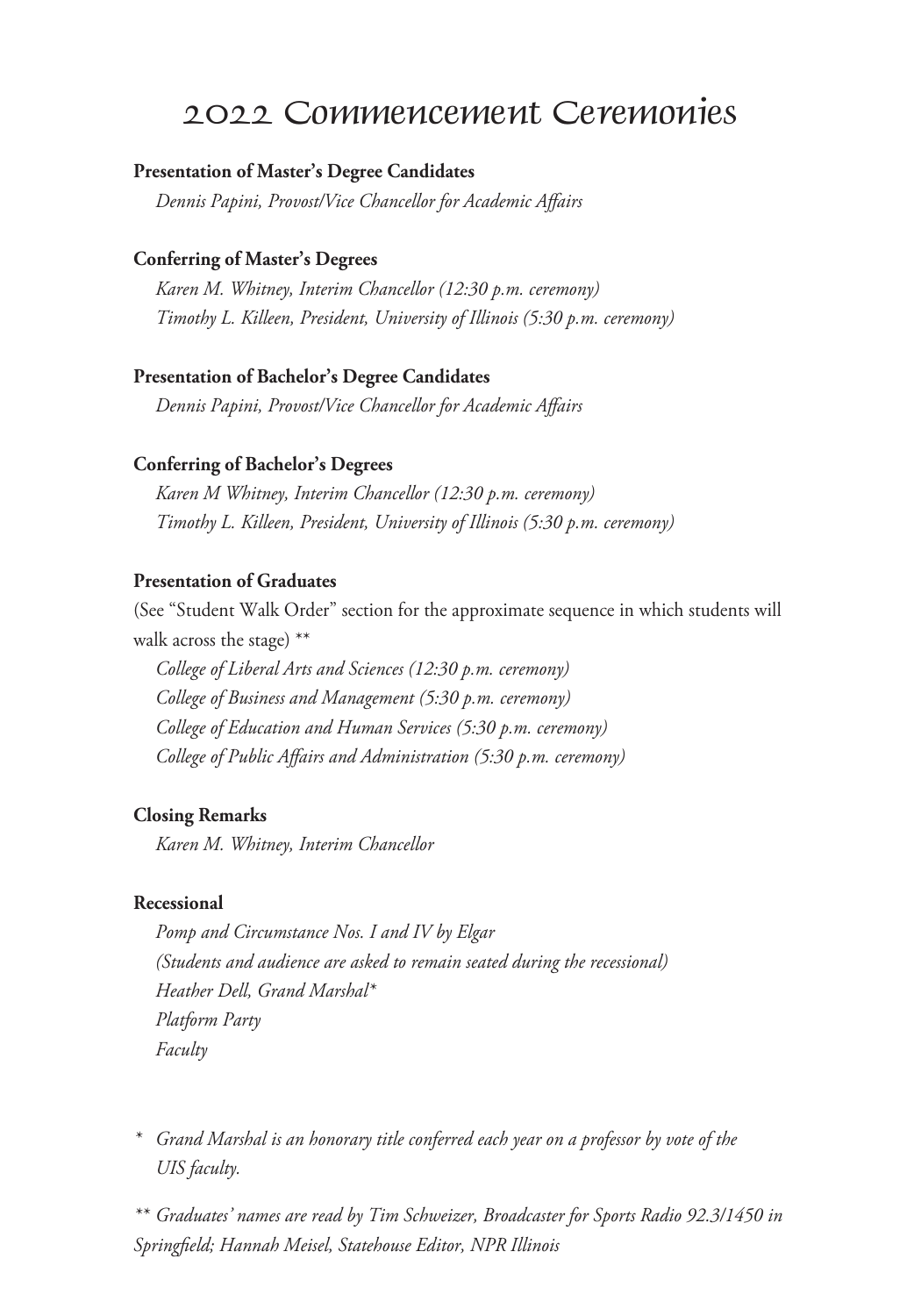# 2022 Commencement Ceremonies

**Presentation of Master's Degree Candidates**

*Dennis Papini, Provost/Vice Chancellor for Academic Affairs*

**Conferring of Master's Degrees**

*Karen M. Whitney, Interim Chancellor (12:30 p.m. ceremony)*
*Timothy L. Killeen, President, University of Illinois (5:30 p.m. ceremony)*

**Presentation of Bachelor's Degree Candidates**

*Dennis Papini, Provost/Vice Chancellor for Academic Affairs*

**Conferring of Bachelor's Degrees**

*Karen M Whitney, Interim Chancellor (12:30 p.m. ceremony)*
*Timothy L. Killeen, President, University of Illinois (5:30 p.m. ceremony)*

**Presentation of Graduates**

(See "Student Walk Order" section for the approximate sequence in which students will walk across the stage) **

*College of Liberal Arts and Sciences (12:30 p.m. ceremony)*
*College of Business and Management (5:30 p.m. ceremony)*
*College of Education and Human Services (5:30 p.m. ceremony)*
*College of Public Affairs and Administration (5:30 p.m. ceremony)*

**Closing Remarks**

*Karen M. Whitney, Interim Chancellor*

**Recessional**

*Pomp and Circumstance Nos. I and IV by Elgar*
*(Students and audience are asked to remain seated during the recessional)*
*Heather Dell, Grand Marshal**
*Platform Party*
*Faculty*

\* *Grand Marshal is an honorary title conferred each year on a professor by vote of the UIS faculty.*

\*\* *Graduates' names are read by Tim Schweizer, Broadcaster for Sports Radio 92.3/1450 in Springfield; Hannah Meisel, Statehouse Editor, NPR Illinois*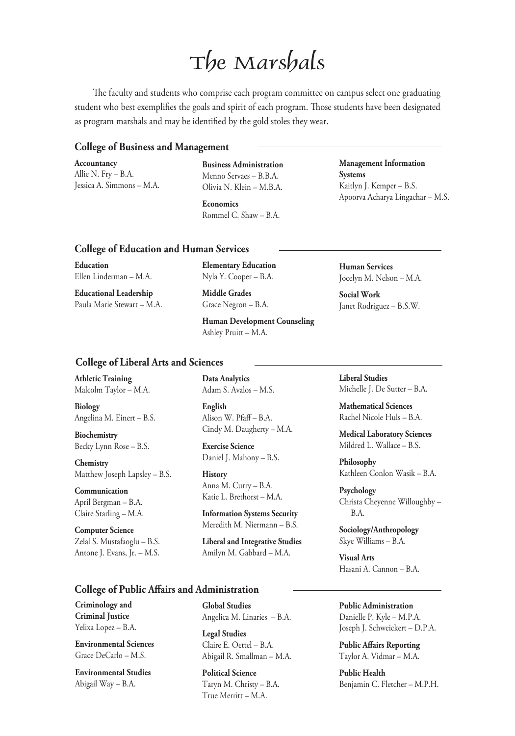# The Marshals

The faculty and students who comprise each program committee on campus select one graduating student who best exemplifies the goals and spirit of each program. Those students have been designated as program marshals and may be identified by the gold stoles they wear.

## College of Business and Management

**Accountancy**
Allie N. Fry – B.A.
Jessica A. Simmons – M.A.

**Business Administration**
Menno Servaes – B.B.A.
Olivia N. Klein – M.B.A.

**Economics**
Rommel C. Shaw – B.A.

**Management Information Systems**
Kaitlyn J. Kemper – B.S.
Apoorva Acharya Lingachar – M.S.

## College of Education and Human Services

**Education**
Ellen Linderman – M.A.

**Educational Leadership**
Paula Marie Stewart – M.A.

**Elementary Education**
Nyla Y. Cooper – B.A.

**Middle Grades**
Grace Negron – B.A.

**Human Development Counseling**
Ashley Pruitt – M.A.

**Human Services**
Jocelyn M. Nelson – M.A.

**Social Work**
Janet Rodriguez – B.S.W.

## College of Liberal Arts and Sciences

**Athletic Training**
Malcolm Taylor – M.A.

**Biology**
Angelina M. Einert – B.S.

**Biochemistry**
Becky Lynn Rose – B.S.

**Chemistry**
Matthew Joseph Lapsley – B.S.

**Communication**
April Bergman – B.A.
Claire Starling – M.A.

**Computer Science**
Zelal S. Mustafaoglu – B.S.
Antone J. Evans, Jr. – M.S.

**Data Analytics**
Adam S. Avalos – M.S.

**English**
Alison W. Pfaff – B.A.
Cindy M. Daugherty – M.A.

**Exercise Science**
Daniel J. Mahony – B.S.

**History**
Anna M. Curry – B.A.
Katie L. Brethorst – M.A.

**Information Systems Security**
Meredith M. Niermann – B.S.

**Liberal and Integrative Studies**
Amilyn M. Gabbard – M.A.

**Liberal Studies**
Michelle J. De Sutter – B.A.

**Mathematical Sciences**
Rachel Nicole Huls – B.A.

**Medical Laboratory Sciences**
Mildred L. Wallace – B.S.

**Philosophy**
Kathleen Conlon Wasik – B.A.

**Psychology**
Christa Cheyenne Willoughby – B.A.

**Sociology/Anthropology**
Skye Williams – B.A.

**Visual Arts**
Hasani A. Cannon – B.A.

## College of Public Affairs and Administration

**Criminology and Criminal Justice**
Yelixa Lopez – B.A.

**Environmental Sciences**
Grace DeCarlo – M.S.

**Environmental Studies**
Abigail Way – B.A.

**Global Studies**
Angelica M. Linaries – B.A.

**Legal Studies**
Claire E. Oettel – B.A.
Abigail R. Smallman – M.A.

**Political Science**
Taryn M. Christy – B.A.
True Merritt – M.A.

**Public Administration**
Danielle P. Kyle – M.P.A.
Joseph J. Schweickert – D.P.A.

**Public Affairs Reporting**
Taylor A. Vidmar – M.A.

**Public Health**
Benjamin C. Fletcher – M.P.H.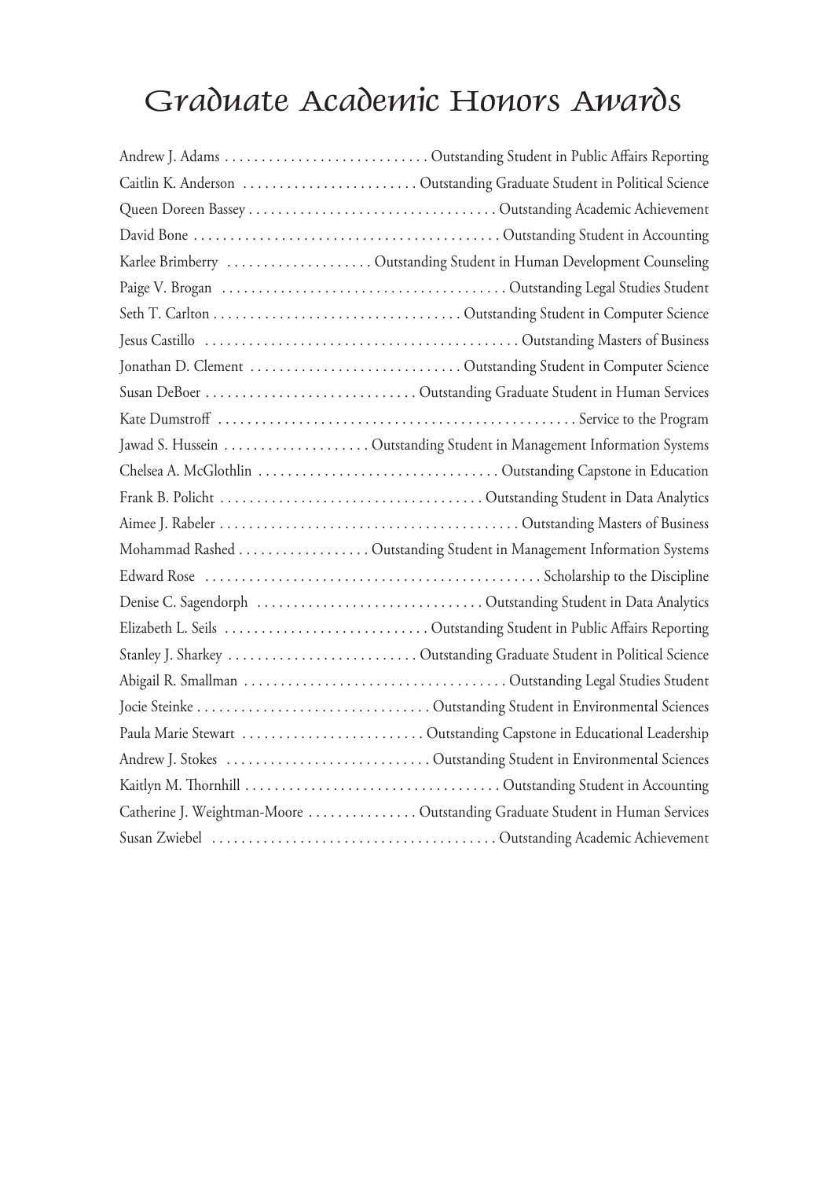# Graduate Academic Honors Awards

Andrew J. Adams . . . . . . . . . . . . . . . . . . . . . . . . . . . . Outstanding Student in Public Affairs Reporting
Caitlin K. Anderson . . . . . . . . . . . . . . . . . . . . . . . . Outstanding Graduate Student in Political Science
Queen Doreen Bassey . . . . . . . . . . . . . . . . . . . . . . . . . . . . . . . . . Outstanding Academic Achievement
David Bone . . . . . . . . . . . . . . . . . . . . . . . . . . . . . . . . . . . . . . . . . Outstanding Student in Accounting
Karlee Brimberry . . . . . . . . . . . . . . . . . . . . Outstanding Student in Human Development Counseling
Paige V. Brogan . . . . . . . . . . . . . . . . . . . . . . . . . . . . . . . . . . . . . . Outstanding Legal Studies Student
Seth T. Carlton . . . . . . . . . . . . . . . . . . . . . . . . . . . . . . . . . Outstanding Student in Computer Science
Jesus Castillo . . . . . . . . . . . . . . . . . . . . . . . . . . . . . . . . . . . . . . . . . . Outstanding Masters of Business
Jonathan D. Clement . . . . . . . . . . . . . . . . . . . . . . . . . . . . Outstanding Student in Computer Science
Susan DeBoer . . . . . . . . . . . . . . . . . . . . . . . . . . . . . Outstanding Graduate Student in Human Services
Kate Dumstroff . . . . . . . . . . . . . . . . . . . . . . . . . . . . . . . . . . . . . . . . . . . . . . . . . Service to the Program
Jawad S. Hussein . . . . . . . . . . . . . . . . . . . . Outstanding Student in Management Information Systems
Chelsea A. McGlothlin . . . . . . . . . . . . . . . . . . . . . . . . . . . . . . . . Outstanding Capstone in Education
Frank B. Policht . . . . . . . . . . . . . . . . . . . . . . . . . . . . . . . . . . . Outstanding Student in Data Analytics
Aimee J. Rabeler . . . . . . . . . . . . . . . . . . . . . . . . . . . . . . . . . . . . . . . . Outstanding Masters of Business
Mohammad Rashed . . . . . . . . . . . . . . . . . . Outstanding Student in Management Information Systems
Edward Rose . . . . . . . . . . . . . . . . . . . . . . . . . . . . . . . . . . . . . . . . . . . . . Scholarship to the Discipline
Denise C. Sagendorph . . . . . . . . . . . . . . . . . . . . . . . . . . . . . . Outstanding Student in Data Analytics
Elizabeth L. Seils . . . . . . . . . . . . . . . . . . . . . . . . . . . Outstanding Student in Public Affairs Reporting
Stanley J. Sharkey . . . . . . . . . . . . . . . . . . . . . . . . . . Outstanding Graduate Student in Political Science
Abigail R. Smallman . . . . . . . . . . . . . . . . . . . . . . . . . . . . . . . . . . . . Outstanding Legal Studies Student
Jocie Steinke . . . . . . . . . . . . . . . . . . . . . . . . . . . . . . . . Outstanding Student in Environmental Sciences
Paula Marie Stewart . . . . . . . . . . . . . . . . . . . . . . . . . Outstanding Capstone in Educational Leadership
Andrew J. Stokes . . . . . . . . . . . . . . . . . . . . . . . . . . . . Outstanding Student in Environmental Sciences
Kaitlyn M. Thornhill . . . . . . . . . . . . . . . . . . . . . . . . . . . . . . . . . . . Outstanding Student in Accounting
Catherine J. Weightman-Moore . . . . . . . . . . . . . . . Outstanding Graduate Student in Human Services
Susan Zwiebel . . . . . . . . . . . . . . . . . . . . . . . . . . . . . . . . . . . . . . . Outstanding Academic Achievement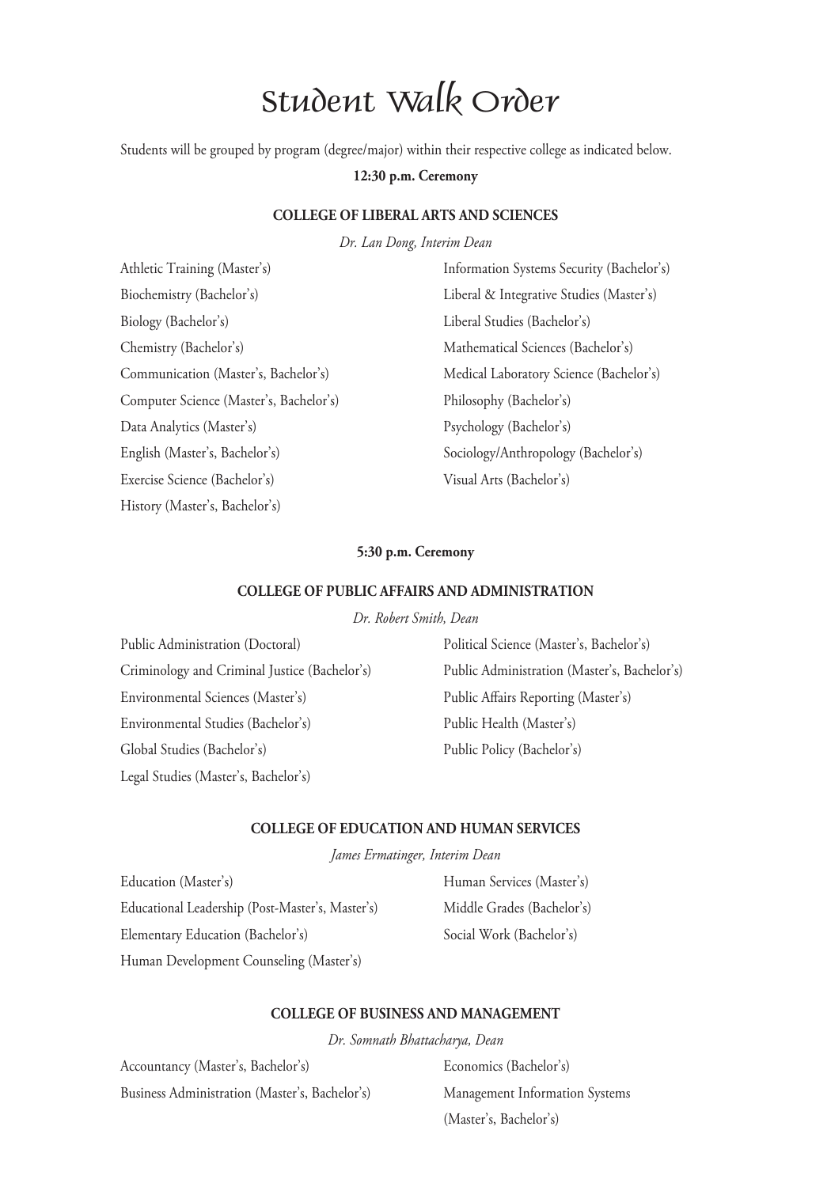# Student Walk Order

Students will be grouped by program (degree/major) within their respective college as indicated below.

**12:30 p.m. Ceremony**

## COLLEGE OF LIBERAL ARTS AND SCIENCES

*Dr. Lan Dong, Interim Dean*

Athletic Training (Master's)

Biochemistry (Bachelor's)

Biology (Bachelor's)

Chemistry (Bachelor's)

Communication (Master's, Bachelor's)

Computer Science (Master's, Bachelor's)

Data Analytics (Master's)

English (Master's, Bachelor's)

Exercise Science (Bachelor's)

History (Master's, Bachelor's)

Information Systems Security (Bachelor's)

Liberal & Integrative Studies (Master's)

Liberal Studies (Bachelor's)

Mathematical Sciences (Bachelor's)

Medical Laboratory Science (Bachelor's)

Philosophy (Bachelor's)

Psychology (Bachelor's)

Sociology/Anthropology (Bachelor's)

Visual Arts (Bachelor's)

**5:30 p.m. Ceremony**

## COLLEGE OF PUBLIC AFFAIRS AND ADMINISTRATION

*Dr. Robert Smith, Dean*

Public Administration (Doctoral)

Criminology and Criminal Justice (Bachelor's)

Environmental Sciences (Master's)

Environmental Studies (Bachelor's)

Global Studies (Bachelor's)

Legal Studies (Master's, Bachelor's)

Political Science (Master's, Bachelor's)

Public Administration (Master's, Bachelor's)

Public Affairs Reporting (Master's)

Public Health (Master's)

Public Policy (Bachelor's)

## COLLEGE OF EDUCATION AND HUMAN SERVICES

*James Ermatinger, Interim Dean*

Education (Master's)

Educational Leadership (Post-Master's, Master's)

Elementary Education (Bachelor's)

Human Development Counseling (Master's)

Human Services (Master's)

Middle Grades (Bachelor's)

Social Work (Bachelor's)

## COLLEGE OF BUSINESS AND MANAGEMENT

*Dr. Somnath Bhattacharya, Dean*

Accountancy (Master's, Bachelor's)

Business Administration (Master's, Bachelor's)

Economics (Bachelor's)

Management Information Systems (Master's, Bachelor's)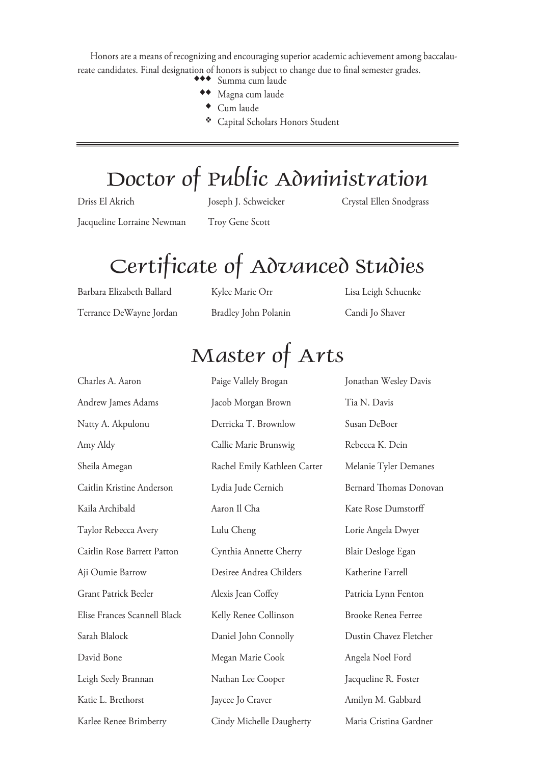Honors are a means of recognizing and encouraging superior academic achievement among baccalaureate candidates. Final designation of honors is subject to change due to final semester grades.

- ◆◆◆ Summa cum laude
- ◆◆ Magna cum laude
- ◆ Cum laude
- ❖ Capital Scholars Honors Student

---

# Doctor of Public Administration

Driss El Akrich
Jacqueline Lorraine Newman
Joseph J. Schweicker
Troy Gene Scott
Crystal Ellen Snodgrass

# Certificate of Advanced Studies

Barbara Elizabeth Ballard
Terrance DeWayne Jordan
Kylee Marie Orr
Bradley John Polanin
Lisa Leigh Schuenke
Candi Jo Shaver

# Master of Arts

Charles A. Aaron
Andrew James Adams
Natty A. Akpulonu
Amy Aldy
Sheila Amegan
Caitlin Kristine Anderson
Kaila Archibald
Taylor Rebecca Avery
Caitlin Rose Barrett Patton
Aji Oumie Barrow
Grant Patrick Beeler
Elise Frances Scannell Black
Sarah Blalock
David Bone
Leigh Seely Brannan
Katie L. Brethorst
Karlee Renee Brimberry
Paige Vallely Brogan
Jacob Morgan Brown
Derricka T. Brownlow
Callie Marie Brunswig
Rachel Emily Kathleen Carter
Lydia Jude Cernich
Aaron Il Cha
Lulu Cheng
Cynthia Annette Cherry
Desiree Andrea Childers
Alexis Jean Coffey
Kelly Renee Collinson
Daniel John Connolly
Megan Marie Cook
Nathan Lee Cooper
Jaycee Jo Craver
Cindy Michelle Daugherty
Jonathan Wesley Davis
Tia N. Davis
Susan DeBoer
Rebecca K. Dein
Melanie Tyler Demanes
Bernard Thomas Donovan
Kate Rose Dumstorff
Lorie Angela Dwyer
Blair Desloge Egan
Katherine Farrell
Patricia Lynn Fenton
Brooke Renea Ferree
Dustin Chavez Fletcher
Angela Noel Ford
Jacqueline R. Foster
Amilyn M. Gabbard
Maria Cristina Gardner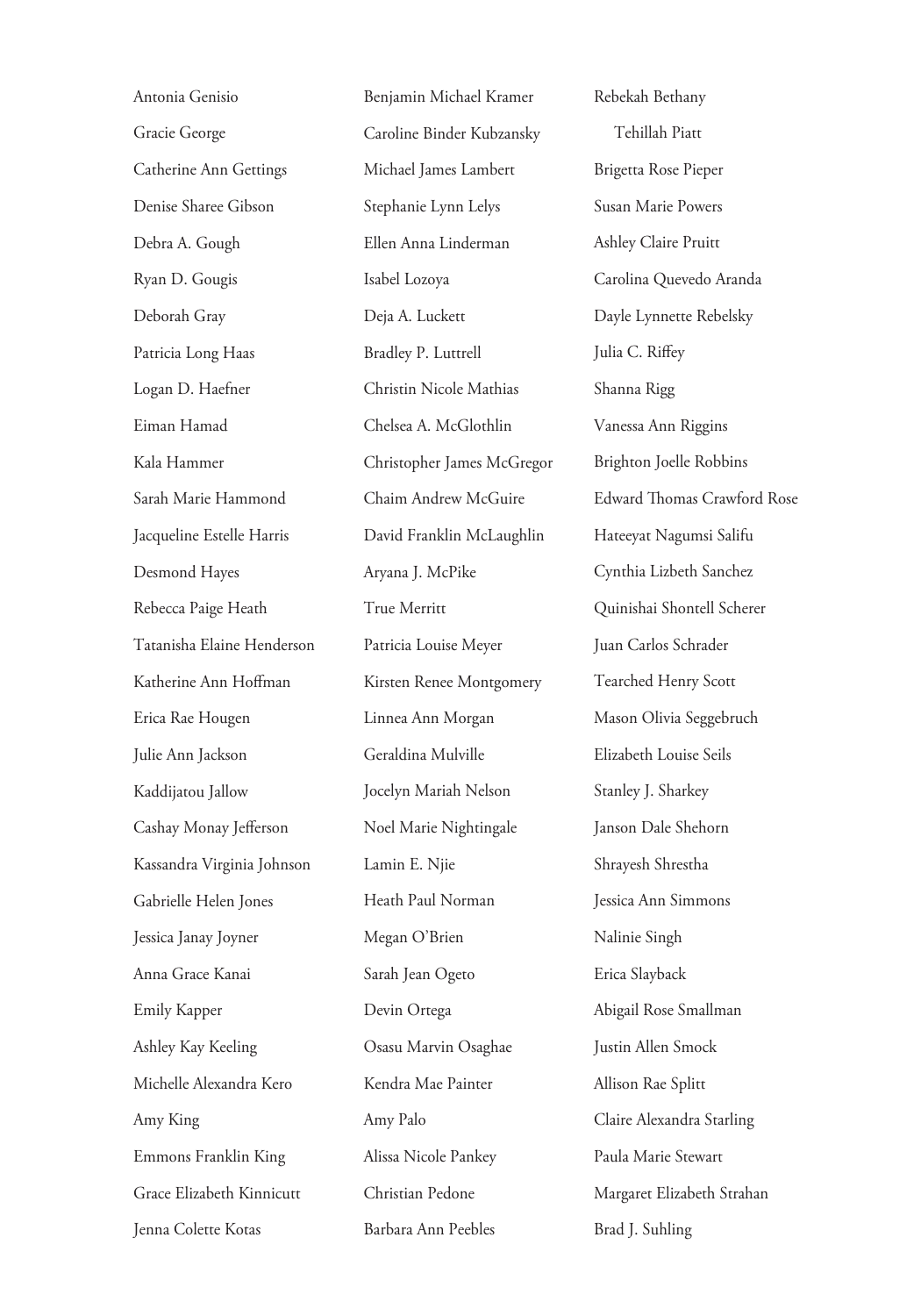Antonia Genisio

Gracie George

Catherine Ann Gettings

Denise Sharee Gibson

Debra A. Gough

Ryan D. Gougis

Deborah Gray

Patricia Long Haas

Logan D. Haefner

Eiman Hamad

Kala Hammer

Sarah Marie Hammond

Jacqueline Estelle Harris

Desmond Hayes

Rebecca Paige Heath

Tatanisha Elaine Henderson

Katherine Ann Hoffman

Erica Rae Hougen

Julie Ann Jackson

Kaddijatou Jallow

Cashay Monay Jefferson

Kassandra Virginia Johnson

Gabrielle Helen Jones

Jessica Janay Joyner

Anna Grace Kanai

Emily Kapper

Ashley Kay Keeling

Michelle Alexandra Kero

Amy King

Emmons Franklin King

Grace Elizabeth Kinnicutt

Jenna Colette Kotas

Benjamin Michael Kramer

Caroline Binder Kubzansky

Michael James Lambert

Stephanie Lynn Lelys

Ellen Anna Linderman

Isabel Lozoya

Deja A. Luckett

Bradley P. Luttrell

Christin Nicole Mathias

Chelsea A. McGlothlin

Christopher James McGregor

Chaim Andrew McGuire

David Franklin McLaughlin

Aryana J. McPike

True Merritt

Patricia Louise Meyer

Kirsten Renee Montgomery

Linnea Ann Morgan

Geraldina Mulville

Jocelyn Mariah Nelson

Noel Marie Nightingale

Lamin E. Njie

Heath Paul Norman

Megan O'Brien

Sarah Jean Ogeto

Devin Ortega

Osasu Marvin Osaghae

Kendra Mae Painter

Amy Palo

Alissa Nicole Pankey

Christian Pedone

Barbara Ann Peebles

Rebekah Bethany Tehillah Piatt

Brigetta Rose Pieper

Susan Marie Powers

Ashley Claire Pruitt

Carolina Quevedo Aranda

Dayle Lynnette Rebelsky

Julia C. Riffey

Shanna Rigg

Vanessa Ann Riggins

Brighton Joelle Robbins

Edward Thomas Crawford Rose

Hateeyat Nagumsi Salifu

Cynthia Lizbeth Sanchez

Quinishai Shontell Scherer

Juan Carlos Schrader

Tearched Henry Scott

Mason Olivia Seggebruch

Elizabeth Louise Seils

Stanley J. Sharkey

Janson Dale Shehorn

Shrayesh Shrestha

Jessica Ann Simmons

Nalinie Singh

Erica Slayback

Abigail Rose Smallman

Justin Allen Smock

Allison Rae Splitt

Claire Alexandra Starling

Paula Marie Stewart

Margaret Elizabeth Strahan

Brad J. Suhling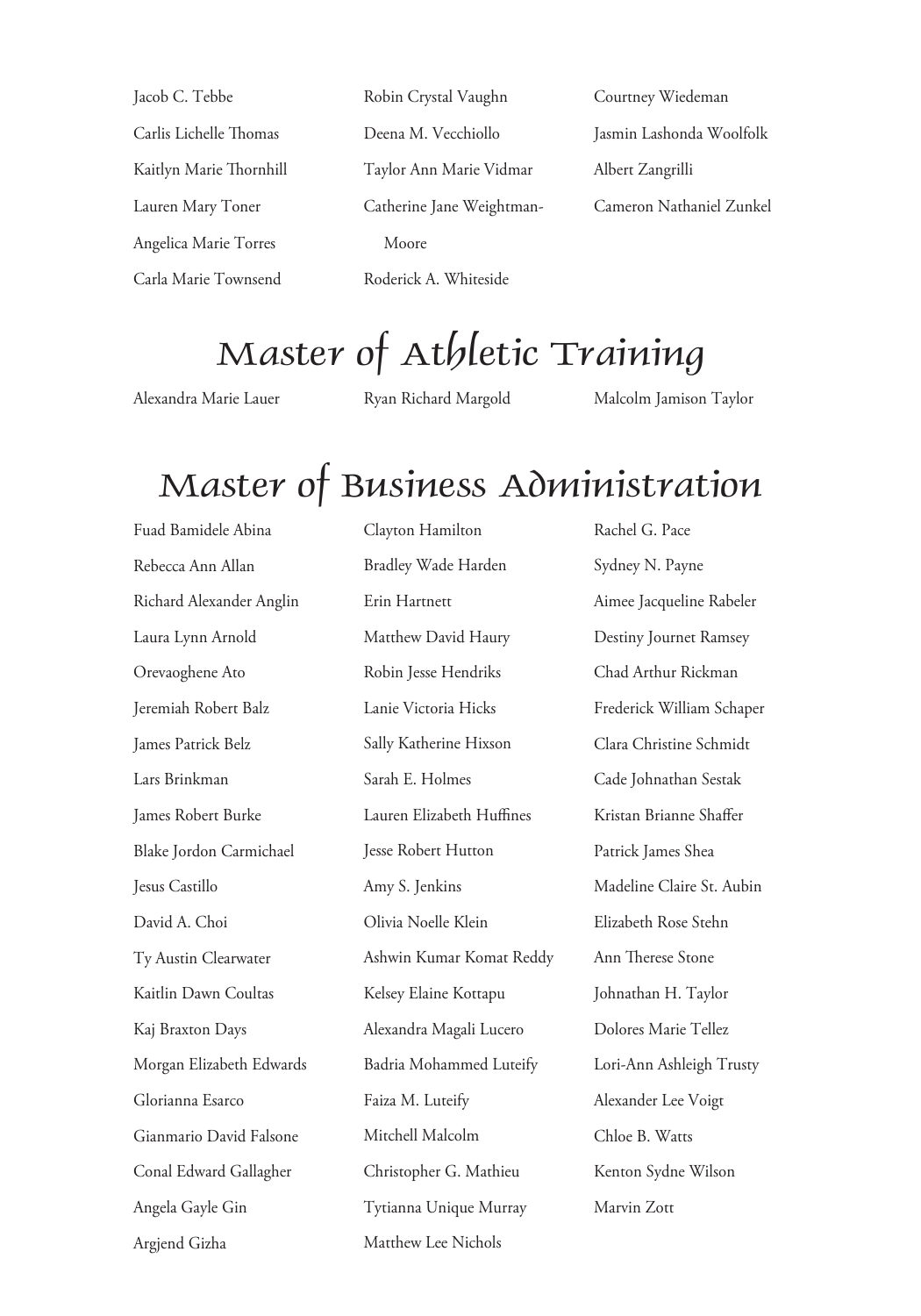Jacob C. Tebbe

Carlis Lichelle Thomas

Kaitlyn Marie Thornhill

Lauren Mary Toner

Angelica Marie Torres

Carla Marie Townsend

Robin Crystal Vaughn

Deena M. Vecchiollo

Taylor Ann Marie Vidmar

Catherine Jane Weightman-Moore

Roderick A. Whiteside

Courtney Wiedeman

Jasmin Lashonda Woolfolk

Albert Zangrilli

Cameron Nathaniel Zunkel

# Master of Athletic Training

Alexandra Marie Lauer

Ryan Richard Margold

Malcolm Jamison Taylor

# Master of Business Administration

Fuad Bamidele Abina

Rebecca Ann Allan

Richard Alexander Anglin

Laura Lynn Arnold

Orevaoghene Ato

Jeremiah Robert Balz

James Patrick Belz

Lars Brinkman

James Robert Burke

Blake Jordon Carmichael

Jesus Castillo

David A. Choi

Ty Austin Clearwater

Kaitlin Dawn Coultas

Kaj Braxton Days

Morgan Elizabeth Edwards

Glorianna Esarco

Gianmario David Falsone

Conal Edward Gallagher

Angela Gayle Gin

Argjend Gizha

Clayton Hamilton

Bradley Wade Harden

Erin Hartnett

Matthew David Haury

Robin Jesse Hendriks

Lanie Victoria Hicks

Sally Katherine Hixson

Sarah E. Holmes

Lauren Elizabeth Huffines

Jesse Robert Hutton

Amy S. Jenkins

Olivia Noelle Klein

Ashwin Kumar Komat Reddy

Kelsey Elaine Kottapu

Alexandra Magali Lucero

Badria Mohammed Luteify

Faiza M. Luteify

Mitchell Malcolm

Christopher G. Mathieu

Tytianna Unique Murray

Matthew Lee Nichols

Rachel G. Pace

Sydney N. Payne

Aimee Jacqueline Rabeler

Destiny Journet Ramsey

Chad Arthur Rickman

Frederick William Schaper

Clara Christine Schmidt

Cade Johnathan Sestak

Kristan Brianne Shaffer

Patrick James Shea

Madeline Claire St. Aubin

Elizabeth Rose Stehn

Ann Therese Stone

Johnathan H. Taylor

Dolores Marie Tellez

Lori-Ann Ashleigh Trusty

Alexander Lee Voigt

Chloe B. Watts

Kenton Sydne Wilson

Marvin Zott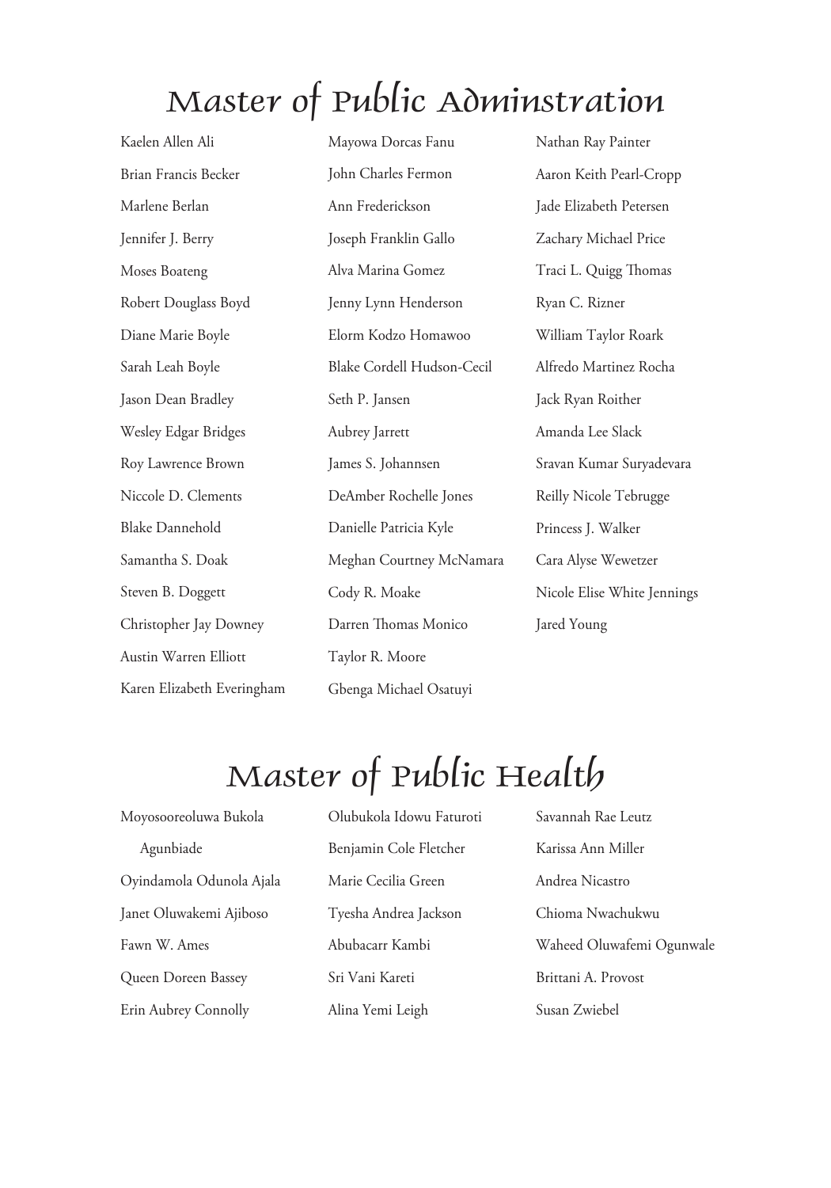# Master of Public Adminstration

Kaelen Allen Ali

Brian Francis Becker

Marlene Berlan

Jennifer J. Berry

Moses Boateng

Robert Douglass Boyd

Diane Marie Boyle

Sarah Leah Boyle

Jason Dean Bradley

Wesley Edgar Bridges

Roy Lawrence Brown

Niccole D. Clements

Blake Dannehold

Samantha S. Doak

Steven B. Doggett

Christopher Jay Downey

Austin Warren Elliott

Karen Elizabeth Everingham

Mayowa Dorcas Fanu

John Charles Fermon

Ann Frederickson

Joseph Franklin Gallo

Alva Marina Gomez

Jenny Lynn Henderson

Elorm Kodzo Homawoo

Blake Cordell Hudson-Cecil

Seth P. Jansen

Aubrey Jarrett

James S. Johannsen

DeAmber Rochelle Jones

Danielle Patricia Kyle

Meghan Courtney McNamara

Cody R. Moake

Darren Thomas Monico

Taylor R. Moore

Gbenga Michael Osatuyi

Nathan Ray Painter

Aaron Keith Pearl-Cropp

Jade Elizabeth Petersen

Zachary Michael Price

Traci L. Quigg Thomas

Ryan C. Rizner

William Taylor Roark

Alfredo Martinez Rocha

Jack Ryan Roither

Amanda Lee Slack

Sravan Kumar Suryadevara

Reilly Nicole Tebrugge

Princess J. Walker

Cara Alyse Wewetzer

Nicole Elise White Jennings

Jared Young

# Master of Public Health

Moyosooreoluwa Bukola Agunbiade

Oyindamola Odunola Ajala

Janet Oluwakemi Ajiboso

Fawn W. Ames

Queen Doreen Bassey

Erin Aubrey Connolly

Olubukola Idowu Faturoti

Benjamin Cole Fletcher

Marie Cecilia Green

Tyesha Andrea Jackson

Abubacarr Kambi

Sri Vani Kareti

Alina Yemi Leigh

Savannah Rae Leutz

Karissa Ann Miller

Andrea Nicastro

Chioma Nwachukwu

Waheed Oluwafemi Ogunwale

Brittani A. Provost

Susan Zwiebel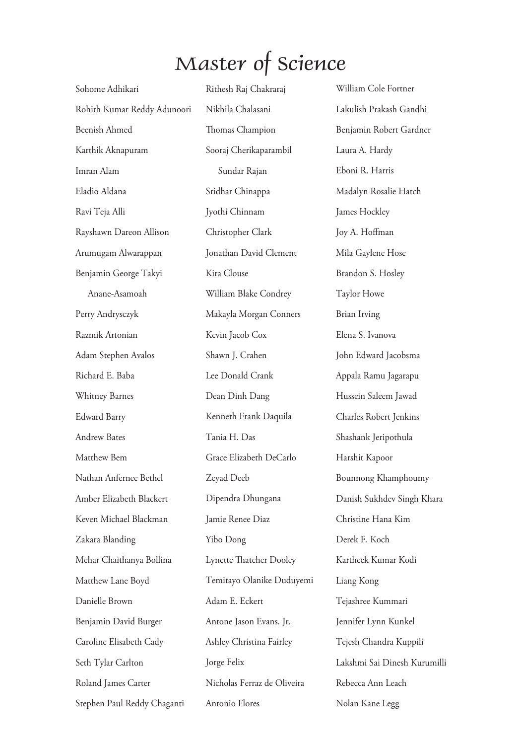# Master of Science

Sohome Adhikari
Rohith Kumar Reddy Adunoori
Beenish Ahmed
Karthik Aknapuram
Imran Alam
Eladio Aldana
Ravi Teja Alli
Rayshawn Dareon Allison
Arumugam Alwarappan
Benjamin George Takyi Anane-Asamoah
Perry Andrysczyk
Razmik Artonian
Adam Stephen Avalos
Richard E. Baba
Whitney Barnes
Edward Barry
Andrew Bates
Matthew Bem
Nathan Anfernee Bethel
Amber Elizabeth Blackert
Keven Michael Blackman
Zakara Blanding
Mehar Chaithanya Bollina
Matthew Lane Boyd
Danielle Brown
Benjamin David Burger
Caroline Elisabeth Cady
Seth Tylar Carlton
Roland James Carter
Stephen Paul Reddy Chaganti
Rithesh Raj Chakraraj
Nikhila Chalasani
Thomas Champion
Sooraj Cherikaparambil Sundar Rajan
Sridhar Chinappa
Jyothi Chinnam
Christopher Clark
Jonathan David Clement
Kira Clouse
William Blake Condrey
Makayla Morgan Conners
Kevin Jacob Cox
Shawn J. Crahen
Lee Donald Crank
Dean Dinh Dang
Kenneth Frank Daquila
Tania H. Das
Grace Elizabeth DeCarlo
Zeyad Deeb
Dipendra Dhungana
Jamie Renee Diaz
Yibo Dong
Lynette Thatcher Dooley
Temitayo Olanike Duduyemi
Adam E. Eckert
Antone Jason Evans. Jr.
Ashley Christina Fairley
Jorge Felix
Nicholas Ferraz de Oliveira
Antonio Flores
William Cole Fortner
Lakulish Prakash Gandhi
Benjamin Robert Gardner
Laura A. Hardy
Eboni R. Harris
Madalyn Rosalie Hatch
James Hockley
Joy A. Hoffman
Mila Gaylene Hose
Brandon S. Hosley
Taylor Howe
Brian Irving
Elena S. Ivanova
John Edward Jacobsma
Appala Ramu Jagarapu
Hussein Saleem Jawad
Charles Robert Jenkins
Shashank Jeripothula
Harshit Kapoor
Bounnong Khamphoumy
Danish Sukhdev Singh Khara
Christine Hana Kim
Derek F. Koch
Kartheek Kumar Kodi
Liang Kong
Tejashree Kummari
Jennifer Lynn Kunkel
Tejesh Chandra Kuppili
Lakshmi Sai Dinesh Kurumilli
Rebecca Ann Leach
Nolan Kane Legg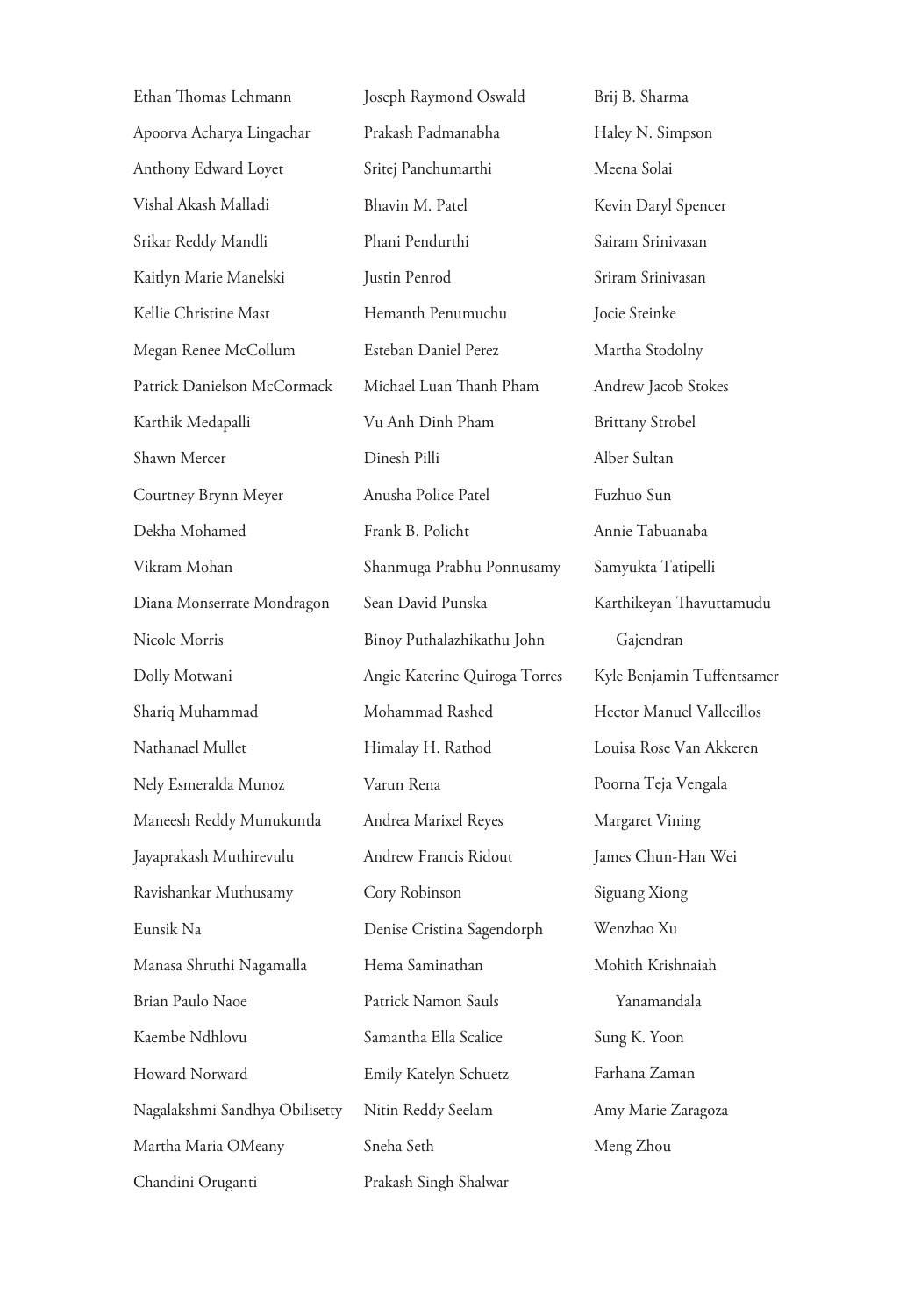Ethan Thomas Lehmann

Apoorva Acharya Lingachar

Anthony Edward Loyet

Vishal Akash Malladi

Srikar Reddy Mandli

Kaitlyn Marie Manelski

Kellie Christine Mast

Megan Renee McCollum

Patrick Danielson McCormack

Karthik Medapalli

Shawn Mercer

Courtney Brynn Meyer

Dekha Mohamed

Vikram Mohan

Diana Monserrate Mondragon

Nicole Morris

Dolly Motwani

Shariq Muhammad

Nathanael Mullet

Nely Esmeralda Munoz

Maneesh Reddy Munukuntla

Jayaprakash Muthirevulu

Ravishankar Muthusamy

Eunsik Na

Manasa Shruthi Nagamalla

Brian Paulo Naoe

Kaembe Ndhlovu

Howard Norward

Nagalakshmi Sandhya Obilisetty

Martha Maria OMeany

Chandini Oruganti

Joseph Raymond Oswald

Prakash Padmanabha

Sritej Panchumarthi

Bhavin M. Patel

Phani Pendurthi

Justin Penrod

Hemanth Penumuchu

Esteban Daniel Perez

Michael Luan Thanh Pham

Vu Anh Dinh Pham

Dinesh Pilli

Anusha Police Patel

Frank B. Policht

Shanmuga Prabhu Ponnusamy

Sean David Punska

Binoy Puthalazhikathu John

Angie Katerine Quiroga Torres

Mohammad Rashed

Himalay H. Rathod

Varun Rena

Andrea Marixel Reyes

Andrew Francis Ridout

Cory Robinson

Denise Cristina Sagendorph

Hema Saminathan

Patrick Namon Sauls

Samantha Ella Scalice

Emily Katelyn Schuetz

Nitin Reddy Seelam

Sneha Seth

Prakash Singh Shalwar

Brij B. Sharma

Haley N. Simpson

Meena Solai

Kevin Daryl Spencer

Sairam Srinivasan

Sriram Srinivasan

Jocie Steinke

Martha Stodolny

Andrew Jacob Stokes

Brittany Strobel

Alber Sultan

Fuzhuo Sun

Annie Tabuanaba

Samyukta Tatipelli

Karthikeyan Thavuttamudu Gajendran

Kyle Benjamin Tuffentsamer

Hector Manuel Vallecillos

Louisa Rose Van Akkeren

Poorna Teja Vengala

Margaret Vining

James Chun-Han Wei

Siguang Xiong

Wenzhao Xu

Mohith Krishnaiah Yanamandala

Sung K. Yoon

Farhana Zaman

Amy Marie Zaragoza

Meng Zhou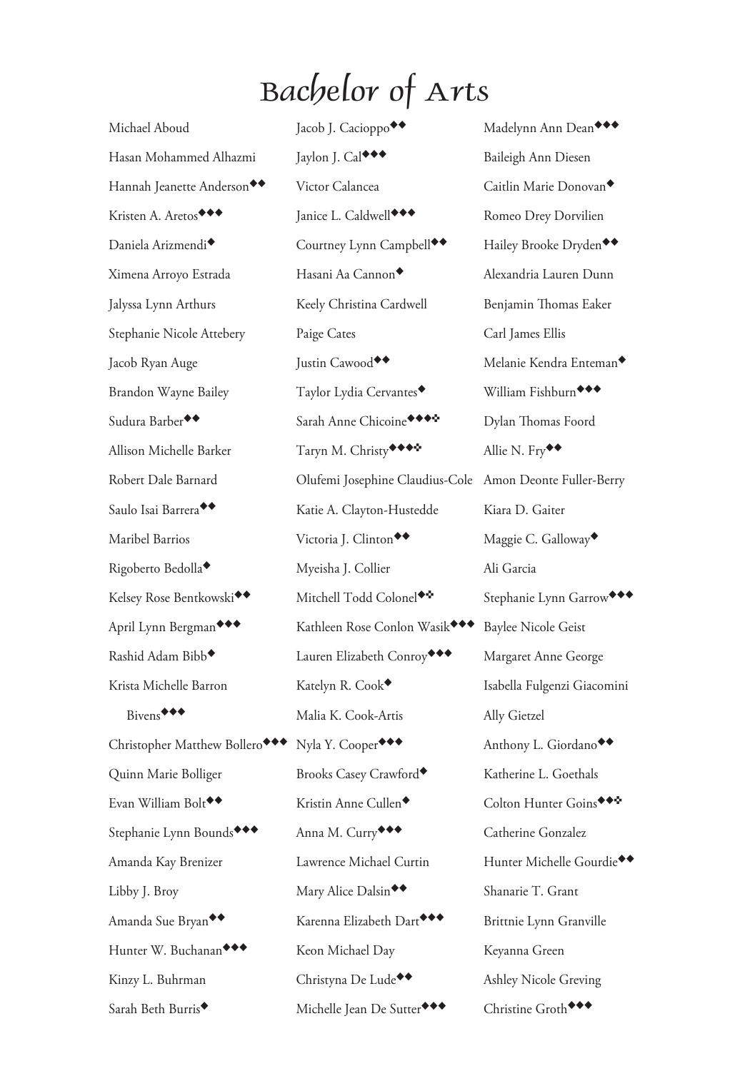# Bachelor of Arts

Michael Aboud

Hasan Mohammed Alhazmi

Hannah Jeanette Anderson◆◆

Kristen A. Aretos◆◆◆

Daniela Arizmendi◆

Ximena Arroyo Estrada

Jalyssa Lynn Arthurs

Stephanie Nicole Attebery

Jacob Ryan Auge

Brandon Wayne Bailey

Sudura Barber◆◆

Allison Michelle Barker

Robert Dale Barnard

Saulo Isai Barrera◆◆

Maribel Barrios

Rigoberto Bedolla◆

Kelsey Rose Bentkowski◆◆

April Lynn Bergman◆◆◆

Rashid Adam Bibb◆

Krista Michelle Barron Bivens◆◆◆

Christopher Matthew Bollero◆◆◆

Quinn Marie Bolliger

Evan William Bolt◆◆

Stephanie Lynn Bounds◆◆◆

Amanda Kay Brenizer

Libby J. Broy

Amanda Sue Bryan◆◆

Hunter W. Buchanan◆◆◆

Kinzy L. Buhrman

Sarah Beth Burris◆

Jacob J. Cacioppo◆◆

Jaylon J. Cal◆◆◆

Victor Calancea

Janice L. Caldwell◆◆◆

Courtney Lynn Campbell◆◆

Hasani Aa Cannon◆

Keely Christina Cardwell

Paige Cates

Justin Cawood◆◆

Taylor Lydia Cervantes◆

Sarah Anne Chicoine◆◆◆❖

Taryn M. Christy◆◆◆❖

Olufemi Josephine Claudius-Cole

Katie A. Clayton-Hustedde

Victoria J. Clinton◆◆

Myeisha J. Collier

Mitchell Todd Colonel◆❖

Kathleen Rose Conlon Wasik◆◆◆

Lauren Elizabeth Conroy◆◆◆

Katelyn R. Cook◆

Malia K. Cook-Artis

Nyla Y. Cooper◆◆◆

Brooks Casey Crawford◆

Kristin Anne Cullen◆

Anna M. Curry◆◆◆

Lawrence Michael Curtin

Mary Alice Dalsin◆◆

Karenna Elizabeth Dart◆◆◆

Keon Michael Day

Christyna De Lude◆◆

Michelle Jean De Sutter◆◆◆

Madelynn Ann Dean◆◆◆

Baileigh Ann Diesen

Caitlin Marie Donovan◆

Romeo Drey Dorvilien

Hailey Brooke Dryden◆◆

Alexandria Lauren Dunn

Benjamin Thomas Eaker

Carl James Ellis

Melanie Kendra Enteman◆

William Fishburn◆◆◆

Dylan Thomas Foord

Allie N. Fry◆◆

Amon Deonte Fuller-Berry

Kiara D. Gaiter

Maggie C. Galloway◆

Ali Garcia

Stephanie Lynn Garrow◆◆◆

Baylee Nicole Geist

Margaret Anne George

Isabella Fulgenzi Giacomini

Ally Gietzel

Anthony L. Giordano◆◆

Katherine L. Goethals

Colton Hunter Goins◆◆❖

Catherine Gonzalez

Hunter Michelle Gourdie◆◆

Shanarie T. Grant

Brittnie Lynn Granville

Keyanna Green

Ashley Nicole Greving

Christine Groth◆◆◆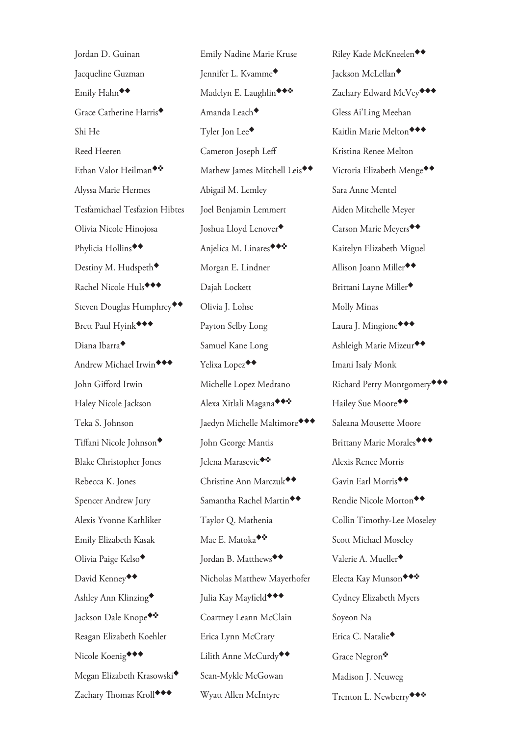Jordan D. Guinan

Jacqueline Guzman

Emily Hahn◆◆

Grace Catherine Harris◆

Shi He

Reed Heeren

Ethan Valor Heilman◆❖

Alyssa Marie Hermes

Tesfamichael Tesfazion Hibtes

Olivia Nicole Hinojosa

Phylicia Hollins◆◆

Destiny M. Hudspeth◆

Rachel Nicole Huls◆◆◆

Steven Douglas Humphrey◆◆

Brett Paul Hyink◆◆◆

Diana Ibarra◆

Andrew Michael Irwin◆◆◆

John Gifford Irwin

Haley Nicole Jackson

Teka S. Johnson

Tiffani Nicole Johnson◆

Blake Christopher Jones

Rebecca K. Jones

Spencer Andrew Jury

Alexis Yvonne Karhliker

Emily Elizabeth Kasak

Olivia Paige Kelso◆

David Kenney◆◆

Ashley Ann Klinzing◆

Jackson Dale Knope◆❖

Reagan Elizabeth Koehler

Nicole Koenig◆◆◆

Megan Elizabeth Krasowski◆

Zachary Thomas Kroll◆◆◆

Emily Nadine Marie Kruse

Jennifer L. Kvamme◆

Madelyn E. Laughlin◆◆❖

Amanda Leach◆

Tyler Jon Lee◆

Cameron Joseph Leff

Mathew James Mitchell Leis◆◆

Abigail M. Lemley

Joel Benjamin Lemmert

Joshua Lloyd Lenover◆

Anjelica M. Linares◆◆❖

Morgan E. Lindner

Dajah Lockett

Olivia J. Lohse

Payton Selby Long

Samuel Kane Long

Yelixa Lopez◆◆

Michelle Lopez Medrano

Alexa Xitlali Magana◆◆❖

Jaedyn Michelle Maltimore◆◆◆

John George Mantis

Jelena Marasevic◆❖

Christine Ann Marczuk◆◆

Samantha Rachel Martin◆◆

Taylor Q. Mathenia

Mae E. Matoka◆❖

Jordan B. Matthews◆◆

Nicholas Matthew Mayerhofer

Julia Kay Mayfield◆◆◆

Coartney Leann McClain

Erica Lynn McCrary

Lilith Anne McCurdy◆◆

Sean-Mykle McGowan

Wyatt Allen McIntyre

Riley Kade McKneelen◆◆

Jackson McLellan◆

Zachary Edward McVey◆◆◆

Gless Ai'Ling Meehan

Kaitlin Marie Melton◆◆◆

Kristina Renee Melton

Victoria Elizabeth Menge◆◆

Sara Anne Mentel

Aiden Mitchelle Meyer

Carson Marie Meyers◆◆

Kaitelyn Elizabeth Miguel

Allison Joann Miller◆◆

Brittani Layne Miller◆

Molly Minas

Laura J. Mingione◆◆◆

Ashleigh Marie Mizeur◆◆

Imani Isaly Monk

Richard Perry Montgomery◆◆◆

Hailey Sue Moore◆◆

Saleana Mousette Moore

Brittany Marie Morales◆◆◆

Alexis Renee Morris

Gavin Earl Morris◆◆

Rendie Nicole Morton◆◆

Collin Timothy-Lee Moseley

Scott Michael Moseley

Valerie A. Mueller◆

Electa Kay Munson◆◆❖

Cydney Elizabeth Myers

Soyeon Na

Erica C. Natalie◆

Grace Negron❖

Madison J. Neuweg

Trenton L. Newberry◆◆❖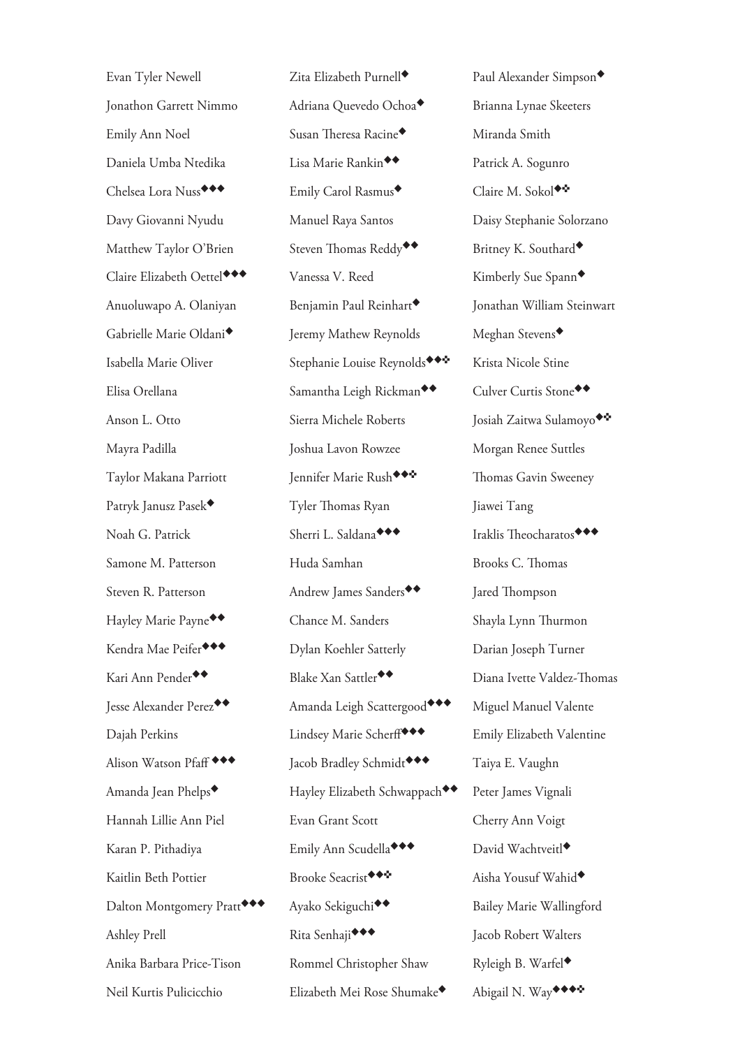Evan Tyler Newell

Jonathon Garrett Nimmo

Emily Ann Noel

Daniela Umba Ntedika

Chelsea Lora Nuss◆◆◆

Davy Giovanni Nyudu

Matthew Taylor O'Brien

Claire Elizabeth Oettel◆◆◆

Anuoluwapo A. Olaniyan

Gabrielle Marie Oldani◆

Isabella Marie Oliver

Elisa Orellana

Anson L. Otto

Mayra Padilla

Taylor Makana Parriott

Patryk Janusz Pasek◆

Noah G. Patrick

Samone M. Patterson

Steven R. Patterson

Hayley Marie Payne◆◆

Kendra Mae Peifer◆◆◆

Kari Ann Pender◆◆

Jesse Alexander Perez◆◆

Dajah Perkins

Alison Watson Pfaff ◆◆◆

Amanda Jean Phelps◆

Hannah Lillie Ann Piel

Karan P. Pithadiya

Kaitlin Beth Pottier

Dalton Montgomery Pratt◆◆◆

Ashley Prell

Anika Barbara Price-Tison

Neil Kurtis Pulicicchio

Zita Elizabeth Purnell◆

Adriana Quevedo Ochoa◆

Susan Theresa Racine◆

Lisa Marie Rankin◆◆

Emily Carol Rasmus◆

Manuel Raya Santos

Steven Thomas Reddy◆◆

Vanessa V. Reed

Benjamin Paul Reinhart◆

Jeremy Mathew Reynolds

Stephanie Louise Reynolds◆◆❖

Samantha Leigh Rickman◆◆

Sierra Michele Roberts

Joshua Lavon Rowzee

Jennifer Marie Rush◆◆❖

Tyler Thomas Ryan

Sherri L. Saldana◆◆◆

Huda Samhan

Andrew James Sanders◆◆

Chance M. Sanders

Dylan Koehler Satterly

Blake Xan Sattler◆◆

Amanda Leigh Scattergood◆◆◆

Lindsey Marie Scherff◆◆◆

Jacob Bradley Schmidt◆◆◆

Hayley Elizabeth Schwappach◆◆

Evan Grant Scott

Emily Ann Scudella◆◆◆

Brooke Seacrist◆◆❖

Ayako Sekiguchi◆◆

Rita Senhaji◆◆◆

Rommel Christopher Shaw

Elizabeth Mei Rose Shumake◆

Paul Alexander Simpson◆

Brianna Lynae Skeeters

Miranda Smith

Patrick A. Sogunro

Claire M. Sokol◆❖

Daisy Stephanie Solorzano

Britney K. Southard◆

Kimberly Sue Spann◆

Jonathan William Steinwart

Meghan Stevens◆

Krista Nicole Stine

Culver Curtis Stone◆◆

Josiah Zaitwa Sulamoyo◆❖

Morgan Renee Suttles

Thomas Gavin Sweeney

Jiawei Tang

Iraklis Theocharatos◆◆◆

Brooks C. Thomas

Jared Thompson

Shayla Lynn Thurmon

Darian Joseph Turner

Diana Ivette Valdez-Thomas

Miguel Manuel Valente

Emily Elizabeth Valentine

Taiya E. Vaughn

Peter James Vignali

Cherry Ann Voigt

David Wachtveitl◆

Aisha Yousuf Wahid◆

Bailey Marie Wallingford

Jacob Robert Walters

Ryleigh B. Warfel◆

Abigail N. Way◆◆◆❖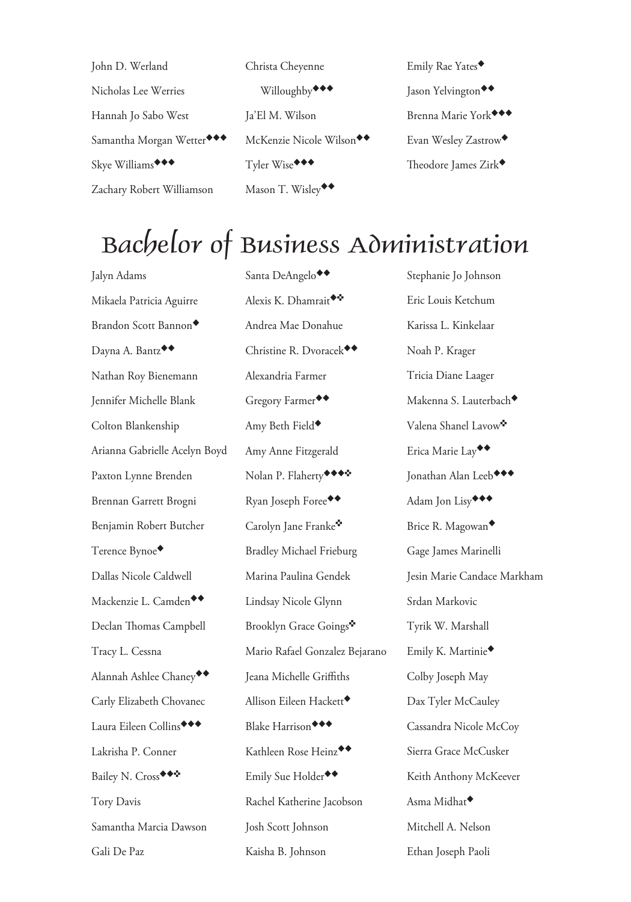John D. Werland

Nicholas Lee Werries

Hannah Jo Sabo West

Samantha Morgan Wetter◆◆◆

Skye Williams◆◆◆

Zachary Robert Williamson

Christa Cheyenne Willoughby◆◆◆

Ja'El M. Wilson

McKenzie Nicole Wilson◆◆

Tyler Wise◆◆◆

Mason T. Wisley◆◆

Emily Rae Yates◆

Jason Yelvington◆◆

Brenna Marie York◆◆◆

Evan Wesley Zastrow◆

Theodore James Zirk◆

# Bachelor of Business Administration

Jalyn Adams

Mikaela Patricia Aguirre

Brandon Scott Bannon◆

Dayna A. Bantz◆◆

Nathan Roy Bienemann

Jennifer Michelle Blank

Colton Blankenship

Arianna Gabrielle Acelyn Boyd

Paxton Lynne Brenden

Brennan Garrett Brogni

Benjamin Robert Butcher

Terence Bynoe◆

Dallas Nicole Caldwell

Mackenzie L. Camden◆◆

Declan Thomas Campbell

Tracy L. Cessna

Alannah Ashlee Chaney◆◆

Carly Elizabeth Chovanec

Laura Eileen Collins◆◆◆

Lakrisha P. Conner

Bailey N. Cross◆◆❖

Tory Davis

Samantha Marcia Dawson

Gali De Paz

Santa DeAngelo◆◆

Alexis K. Dhamrait◆❖

Andrea Mae Donahue

Christine R. Dvoracek◆◆

Alexandria Farmer

Gregory Farmer◆◆

Amy Beth Field◆

Amy Anne Fitzgerald

Nolan P. Flaherty◆◆◆❖

Ryan Joseph Foree◆◆

Carolyn Jane Franke❖

Bradley Michael Frieburg

Marina Paulina Gendek

Lindsay Nicole Glynn

Brooklyn Grace Goings❖

Mario Rafael Gonzalez Bejarano

Jeana Michelle Griffiths

Allison Eileen Hackett◆

Blake Harrison◆◆◆

Kathleen Rose Heinz◆◆

Emily Sue Holder◆◆

Rachel Katherine Jacobson

Josh Scott Johnson

Kaisha B. Johnson

Stephanie Jo Johnson

Eric Louis Ketchum

Karissa L. Kinkelaar

Noah P. Krager

Tricia Diane Laager

Makenna S. Lauterbach◆

Valena Shanel Lavow❖

Erica Marie Lay◆◆

Jonathan Alan Leeb◆◆◆

Adam Jon Lisy◆◆◆

Brice R. Magowan◆

Gage James Marinelli

Jesin Marie Candace Markham

Srdan Markovic

Tyrik W. Marshall

Emily K. Martinie◆

Colby Joseph May

Dax Tyler McCauley

Cassandra Nicole McCoy

Sierra Grace McCusker

Keith Anthony McKeever

Asma Midhat◆

Mitchell A. Nelson

Ethan Joseph Paoli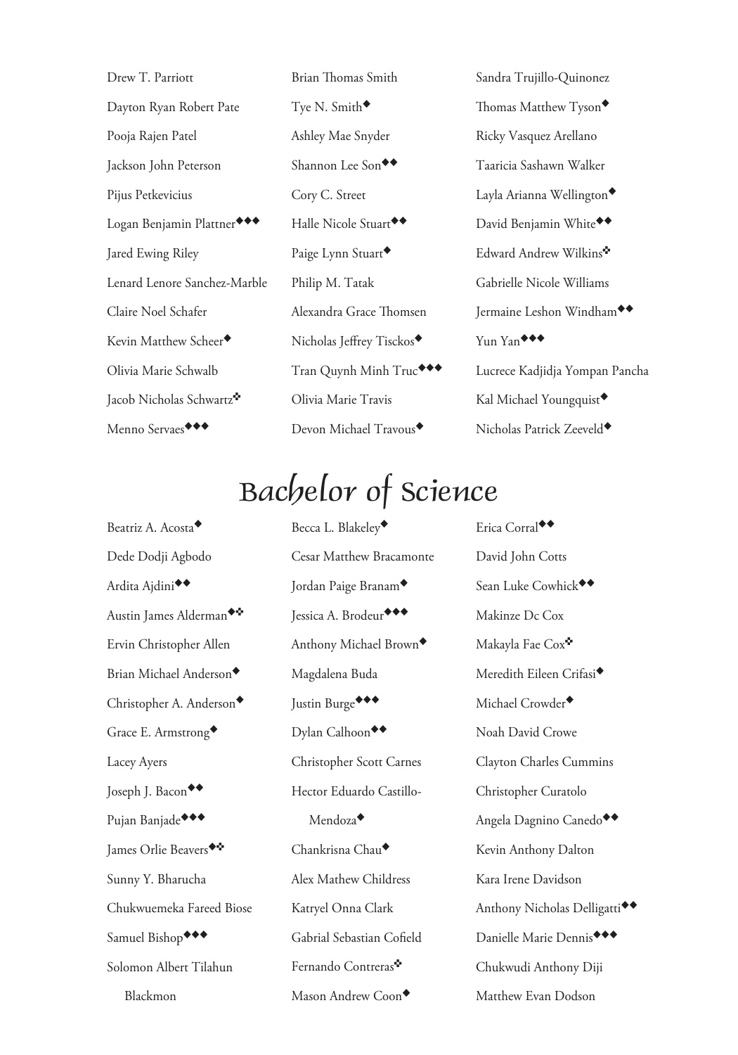Drew T. Parriott

Dayton Ryan Robert Pate

Pooja Rajen Patel

Jackson John Peterson

Pijus Petkevicius

Logan Benjamin Plattner◆◆◆

Jared Ewing Riley

Lenard Lenore Sanchez-Marble

Claire Noel Schafer

Kevin Matthew Scheer◆

Olivia Marie Schwalb

Jacob Nicholas Schwartz❖

Menno Servaes◆◆◆

Brian Thomas Smith

Tye N. Smith◆

Ashley Mae Snyder

Shannon Lee Son◆◆

Cory C. Street

Halle Nicole Stuart◆◆

Paige Lynn Stuart◆

Philip M. Tatak

Alexandra Grace Thomsen

Nicholas Jeffrey Tisckos◆

Tran Quynh Minh Truc◆◆◆

Olivia Marie Travis

Devon Michael Travous◆

Sandra Trujillo-Quinonez

Thomas Matthew Tyson◆

Ricky Vasquez Arellano

Taaricia Sashawn Walker

Layla Arianna Wellington◆

David Benjamin White◆◆

Edward Andrew Wilkins❖

Gabrielle Nicole Williams

Jermaine Leshon Windham◆◆

Yun Yan◆◆◆

Lucrece Kadjidja Yompan Pancha

Kal Michael Youngquist◆

Nicholas Patrick Zeeveld◆

# Bachelor of Science

Beatriz A. Acosta◆

Dede Dodji Agbodo

Ardita Ajdini◆◆

Austin James Alderman◆❖

Ervin Christopher Allen

Brian Michael Anderson◆

Christopher A. Anderson◆

Grace E. Armstrong◆

Lacey Ayers

Joseph J. Bacon◆◆

Pujan Banjade◆◆◆

James Orlie Beavers◆❖

Sunny Y. Bharucha

Chukwuemeka Fareed Biose

Samuel Bishop◆◆◆

Solomon Albert Tilahun Blackmon

Becca L. Blakeley◆

Cesar Matthew Bracamonte

Jordan Paige Branam◆

Jessica A. Brodeur◆◆◆

Anthony Michael Brown◆

Magdalena Buda

Justin Burge◆◆◆

Dylan Calhoon◆◆

Christopher Scott Carnes

Hector Eduardo Castillo-Mendoza◆

Chankrisna Chau◆

Alex Mathew Childress

Katryel Onna Clark

Gabrial Sebastian Cofield

Fernando Contreras❖

Mason Andrew Coon◆

Erica Corral◆◆

David John Cotts

Sean Luke Cowhick◆◆

Makinze Dc Cox

Makayla Fae Cox❖

Meredith Eileen Crifasi◆

Michael Crowder◆

Noah David Crowe

Clayton Charles Cummins

Christopher Curatolo

Angela Dagnino Canedo◆◆

Kevin Anthony Dalton

Kara Irene Davidson

Anthony Nicholas Delligatti◆◆

Danielle Marie Dennis◆◆◆

Chukwudi Anthony Diji

Matthew Evan Dodson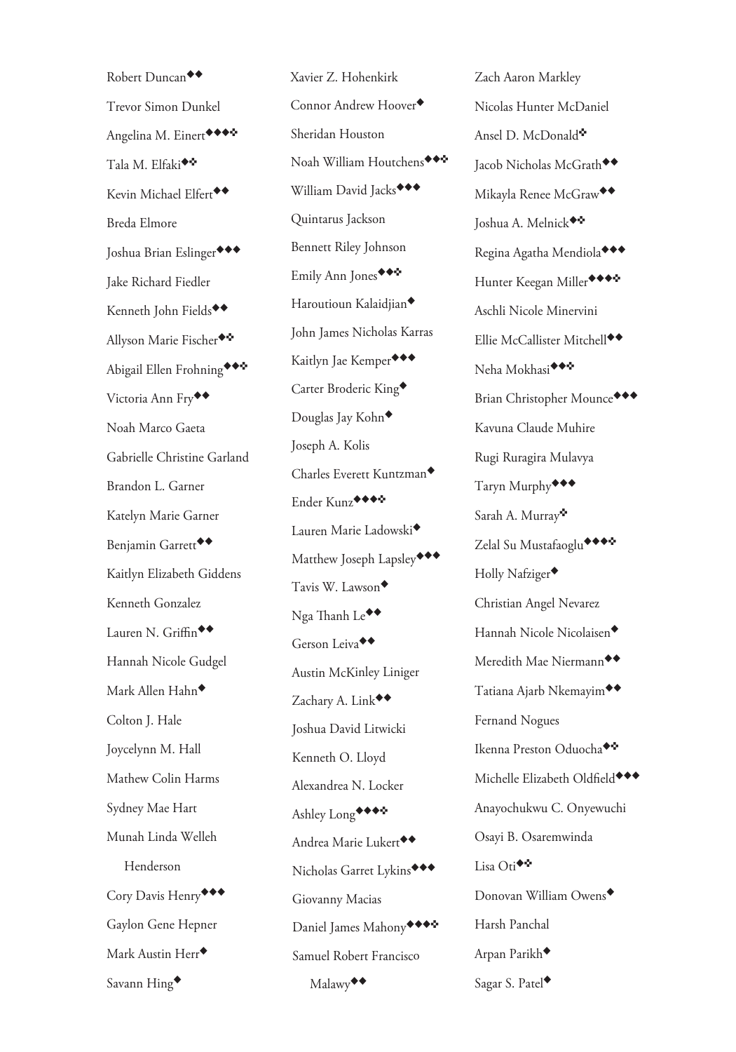Robert Duncan◆◆

Trevor Simon Dunkel

Angelina M. Einert◆◆◆❖

Tala M. Elfaki◆❖

Kevin Michael Elfert◆◆

Breda Elmore

Joshua Brian Eslinger◆◆◆

Jake Richard Fiedler

Kenneth John Fields◆◆

Allyson Marie Fischer◆❖

Abigail Ellen Frohning◆◆❖

Victoria Ann Fry◆◆

Noah Marco Gaeta

Gabrielle Christine Garland

Brandon L. Garner

Katelyn Marie Garner

Benjamin Garrett◆◆

Kaitlyn Elizabeth Giddens

Kenneth Gonzalez

Lauren N. Griffin◆◆

Hannah Nicole Gudgel

Mark Allen Hahn◆

Colton J. Hale

Joycelynn M. Hall

Mathew Colin Harms

Sydney Mae Hart

Munah Linda Welleh Henderson

Cory Davis Henry◆◆◆

Gaylon Gene Hepner

Mark Austin Herr◆

Savann Hing◆

Xavier Z. Hohenkirk

Connor Andrew Hoover◆

Sheridan Houston

Noah William Houtchens◆◆❖

William David Jacks◆◆◆

Quintarus Jackson

Bennett Riley Johnson

Emily Ann Jones◆◆❖

Haroutioun Kalaidjian◆

John James Nicholas Karras

Kaitlyn Jae Kemper◆◆◆

Carter Broderic King◆

Douglas Jay Kohn◆

Joseph A. Kolis

Charles Everett Kuntzman◆

Ender Kunz◆◆◆❖

Lauren Marie Ladowski◆

Matthew Joseph Lapsley◆◆◆

Tavis W. Lawson◆

Nga Thanh Le◆◆

Gerson Leiva◆◆

Austin McKinley Liniger

Zachary A. Link◆◆

Joshua David Litwicki

Kenneth O. Lloyd

Alexandrea N. Locker

Ashley Long◆◆◆❖

Andrea Marie Lukert◆◆

Nicholas Garret Lykins◆◆◆

Giovanny Macias

Daniel James Mahony◆◆◆❖

Samuel Robert Francisco Malawy◆◆

Zach Aaron Markley

Nicolas Hunter McDaniel

Ansel D. McDonald❖

Jacob Nicholas McGrath◆◆

Mikayla Renee McGraw◆◆

Joshua A. Melnick◆❖

Regina Agatha Mendiola◆◆◆

Hunter Keegan Miller◆◆◆❖

Aschli Nicole Minervini

Ellie McCallister Mitchell◆◆

Neha Mokhasi◆◆❖

Brian Christopher Mounce◆◆◆

Kavuna Claude Muhire

Rugi Ruragira Mulavya

Taryn Murphy◆◆◆

Sarah A. Murray❖

Zelal Su Mustafaoglu◆◆◆❖

Holly Nafziger◆

Christian Angel Nevarez

Hannah Nicole Nicolaisen◆

Meredith Mae Niermann◆◆

Tatiana Ajarb Nkemayim◆◆

Fernand Nogues

Ikenna Preston Oduocha◆❖

Michelle Elizabeth Oldfield◆◆◆

Anayochukwu C. Onyewuchi

Osayi B. Osaremwinda

Lisa Oti◆❖

Donovan William Owens◆

Harsh Panchal

Arpan Parikh◆

Sagar S. Patel◆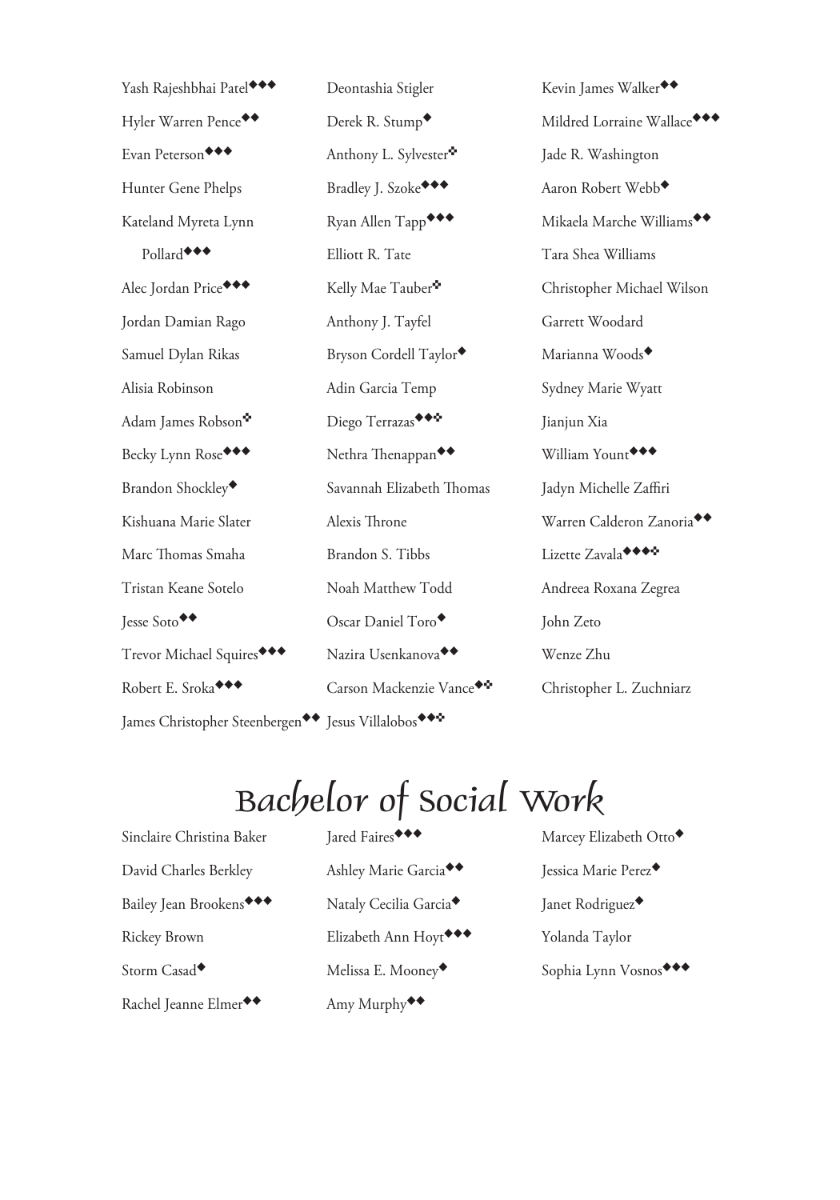Yash Rajeshbhai Patel◆◆◆

Hyler Warren Pence◆◆

Evan Peterson◆◆◆

Hunter Gene Phelps

Kateland Myreta Lynn Pollard◆◆◆

Alec Jordan Price◆◆◆

Jordan Damian Rago

Samuel Dylan Rikas

Alisia Robinson

Adam James Robson❖

Becky Lynn Rose◆◆◆

Brandon Shockley◆

Kishuana Marie Slater

Marc Thomas Smaha

Tristan Keane Sotelo

Jesse Soto◆◆

Trevor Michael Squires◆◆◆

Robert E. Sroka◆◆◆

James Christopher Steenbergen◆◆

Deontashia Stigler

Derek R. Stump◆

Anthony L. Sylvester❖

Bradley J. Szoke◆◆◆

Ryan Allen Tapp◆◆◆

Elliott R. Tate

Kelly Mae Tauber❖

Anthony J. Tayfel

Bryson Cordell Taylor◆

Adin Garcia Temp

Diego Terrazas◆◆❖

Nethra Thenappan◆◆

Savannah Elizabeth Thomas

Alexis Throne

Brandon S. Tibbs

Noah Matthew Todd

Oscar Daniel Toro◆

Nazira Usenkanova◆◆

Carson Mackenzie Vance◆❖

Jesus Villalobos◆◆❖

Kevin James Walker◆◆

Mildred Lorraine Wallace◆◆◆

Jade R. Washington

Aaron Robert Webb◆

Mikaela Marche Williams◆◆

Tara Shea Williams

Christopher Michael Wilson

Garrett Woodard

Marianna Woods◆

Sydney Marie Wyatt

Jianjun Xia

William Yount◆◆◆

Jadyn Michelle Zaffiri

Warren Calderon Zanoria◆◆

Lizette Zavala◆◆◆❖

Andreea Roxana Zegrea

John Zeto

Wenze Zhu

Christopher L. Zuchniarz

# Bachelor of Social Work

Sinclaire Christina Baker

David Charles Berkley

Bailey Jean Brookens◆◆◆

Rickey Brown

Storm Casad◆

Rachel Jeanne Elmer◆◆

Jared Faires◆◆◆

Ashley Marie Garcia◆◆

Nataly Cecilia Garcia◆

Elizabeth Ann Hoyt◆◆◆

Melissa E. Mooney◆

Amy Murphy◆◆

Marcey Elizabeth Otto◆

Jessica Marie Perez◆

Janet Rodriguez◆

Yolanda Taylor

Sophia Lynn Vosnos◆◆◆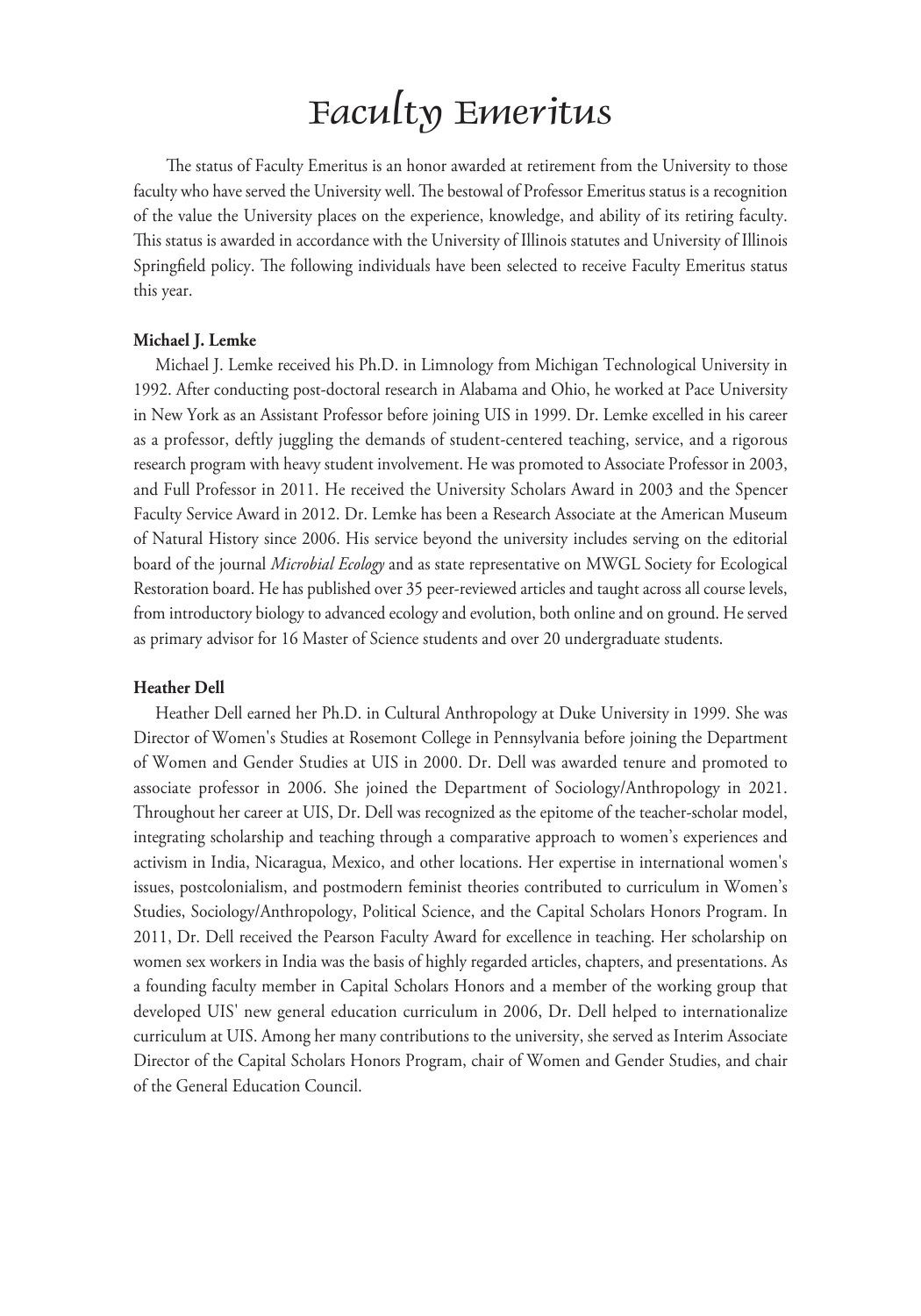# Faculty Emeritus

The status of Faculty Emeritus is an honor awarded at retirement from the University to those faculty who have served the University well. The bestowal of Professor Emeritus status is a recognition of the value the University places on the experience, knowledge, and ability of its retiring faculty. This status is awarded in accordance with the University of Illinois statutes and University of Illinois Springfield policy. The following individuals have been selected to receive Faculty Emeritus status this year.

**Michael J. Lemke**

Michael J. Lemke received his Ph.D. in Limnology from Michigan Technological University in 1992. After conducting post-doctoral research in Alabama and Ohio, he worked at Pace University in New York as an Assistant Professor before joining UIS in 1999. Dr. Lemke excelled in his career as a professor, deftly juggling the demands of student-centered teaching, service, and a rigorous research program with heavy student involvement. He was promoted to Associate Professor in 2003, and Full Professor in 2011. He received the University Scholars Award in 2003 and the Spencer Faculty Service Award in 2012. Dr. Lemke has been a Research Associate at the American Museum of Natural History since 2006. His service beyond the university includes serving on the editorial board of the journal *Microbial Ecology* and as state representative on MWGL Society for Ecological Restoration board. He has published over 35 peer-reviewed articles and taught across all course levels, from introductory biology to advanced ecology and evolution, both online and on ground. He served as primary advisor for 16 Master of Science students and over 20 undergraduate students.

**Heather Dell**

Heather Dell earned her Ph.D. in Cultural Anthropology at Duke University in 1999. She was Director of Women's Studies at Rosemont College in Pennsylvania before joining the Department of Women and Gender Studies at UIS in 2000. Dr. Dell was awarded tenure and promoted to associate professor in 2006. She joined the Department of Sociology/Anthropology in 2021. Throughout her career at UIS, Dr. Dell was recognized as the epitome of the teacher-scholar model, integrating scholarship and teaching through a comparative approach to women's experiences and activism in India, Nicaragua, Mexico, and other locations. Her expertise in international women's issues, postcolonialism, and postmodern feminist theories contributed to curriculum in Women's Studies, Sociology/Anthropology, Political Science, and the Capital Scholars Honors Program. In 2011, Dr. Dell received the Pearson Faculty Award for excellence in teaching. Her scholarship on women sex workers in India was the basis of highly regarded articles, chapters, and presentations. As a founding faculty member in Capital Scholars Honors and a member of the working group that developed UIS' new general education curriculum in 2006, Dr. Dell helped to internationalize curriculum at UIS. Among her many contributions to the university, she served as Interim Associate Director of the Capital Scholars Honors Program, chair of Women and Gender Studies, and chair of the General Education Council.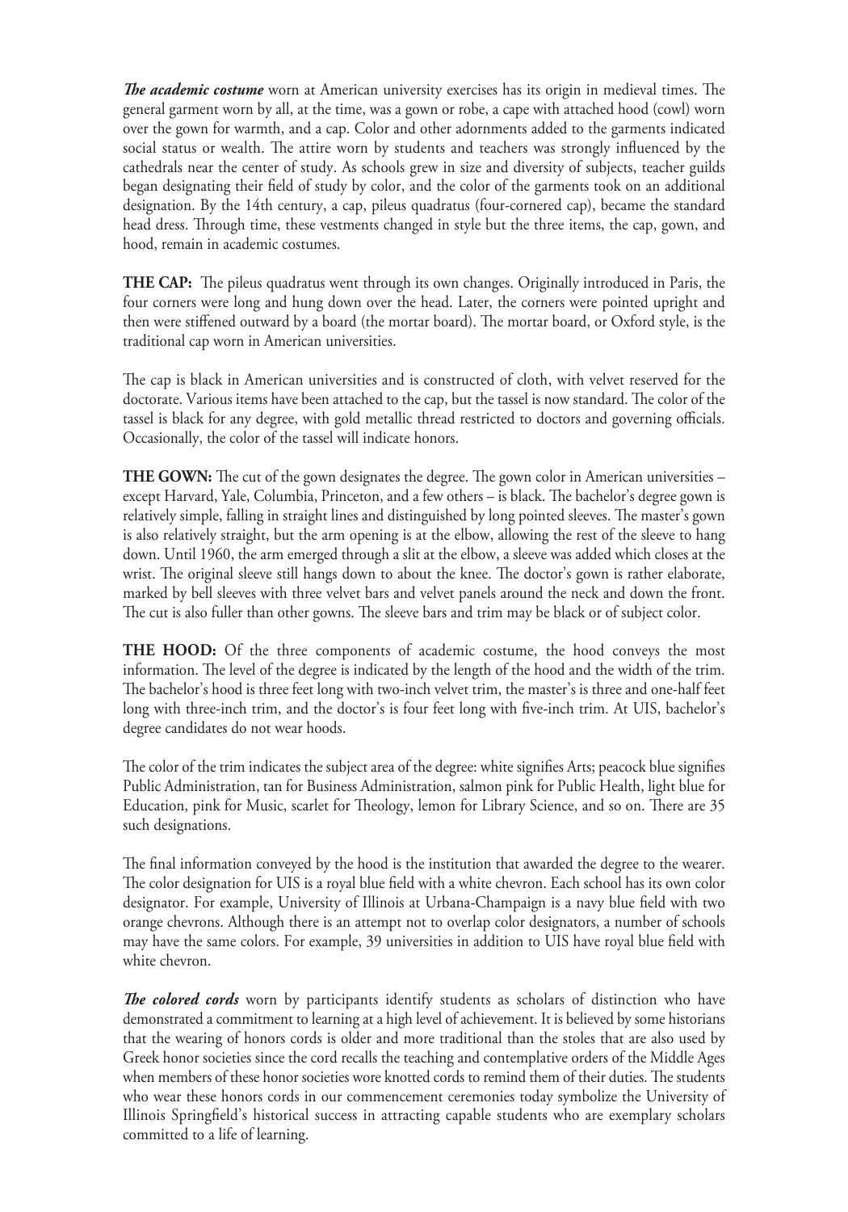***The academic costume*** worn at American university exercises has its origin in medieval times. The general garment worn by all, at the time, was a gown or robe, a cape with attached hood (cowl) worn over the gown for warmth, and a cap. Color and other adornments added to the garments indicated social status or wealth. The attire worn by students and teachers was strongly influenced by the cathedrals near the center of study. As schools grew in size and diversity of subjects, teacher guilds began designating their field of study by color, and the color of the garments took on an additional designation. By the 14th century, a cap, pileus quadratus (four-cornered cap), became the standard head dress. Through time, these vestments changed in style but the three items, the cap, gown, and hood, remain in academic costumes.

**THE CAP:** The pileus quadratus went through its own changes. Originally introduced in Paris, the four corners were long and hung down over the head. Later, the corners were pointed upright and then were stiffened outward by a board (the mortar board). The mortar board, or Oxford style, is the traditional cap worn in American universities.

The cap is black in American universities and is constructed of cloth, with velvet reserved for the doctorate. Various items have been attached to the cap, but the tassel is now standard. The color of the tassel is black for any degree, with gold metallic thread restricted to doctors and governing officials. Occasionally, the color of the tassel will indicate honors.

**THE GOWN:** The cut of the gown designates the degree. The gown color in American universities – except Harvard, Yale, Columbia, Princeton, and a few others – is black. The bachelor's degree gown is relatively simple, falling in straight lines and distinguished by long pointed sleeves. The master's gown is also relatively straight, but the arm opening is at the elbow, allowing the rest of the sleeve to hang down. Until 1960, the arm emerged through a slit at the elbow, a sleeve was added which closes at the wrist. The original sleeve still hangs down to about the knee. The doctor's gown is rather elaborate, marked by bell sleeves with three velvet bars and velvet panels around the neck and down the front. The cut is also fuller than other gowns. The sleeve bars and trim may be black or of subject color.

**THE HOOD:** Of the three components of academic costume, the hood conveys the most information. The level of the degree is indicated by the length of the hood and the width of the trim. The bachelor's hood is three feet long with two-inch velvet trim, the master's is three and one-half feet long with three-inch trim, and the doctor's is four feet long with five-inch trim. At UIS, bachelor's degree candidates do not wear hoods.

The color of the trim indicates the subject area of the degree: white signifies Arts; peacock blue signifies Public Administration, tan for Business Administration, salmon pink for Public Health, light blue for Education, pink for Music, scarlet for Theology, lemon for Library Science, and so on. There are 35 such designations.

The final information conveyed by the hood is the institution that awarded the degree to the wearer. The color designation for UIS is a royal blue field with a white chevron. Each school has its own color designator. For example, University of Illinois at Urbana-Champaign is a navy blue field with two orange chevrons. Although there is an attempt not to overlap color designators, a number of schools may have the same colors. For example, 39 universities in addition to UIS have royal blue field with white chevron.

***The colored cords*** worn by participants identify students as scholars of distinction who have demonstrated a commitment to learning at a high level of achievement. It is believed by some historians that the wearing of honors cords is older and more traditional than the stoles that are also used by Greek honor societies since the cord recalls the teaching and contemplative orders of the Middle Ages when members of these honor societies wore knotted cords to remind them of their duties. The students who wear these honors cords in our commencement ceremonies today symbolize the University of Illinois Springfield's historical success in attracting capable students who are exemplary scholars committed to a life of learning.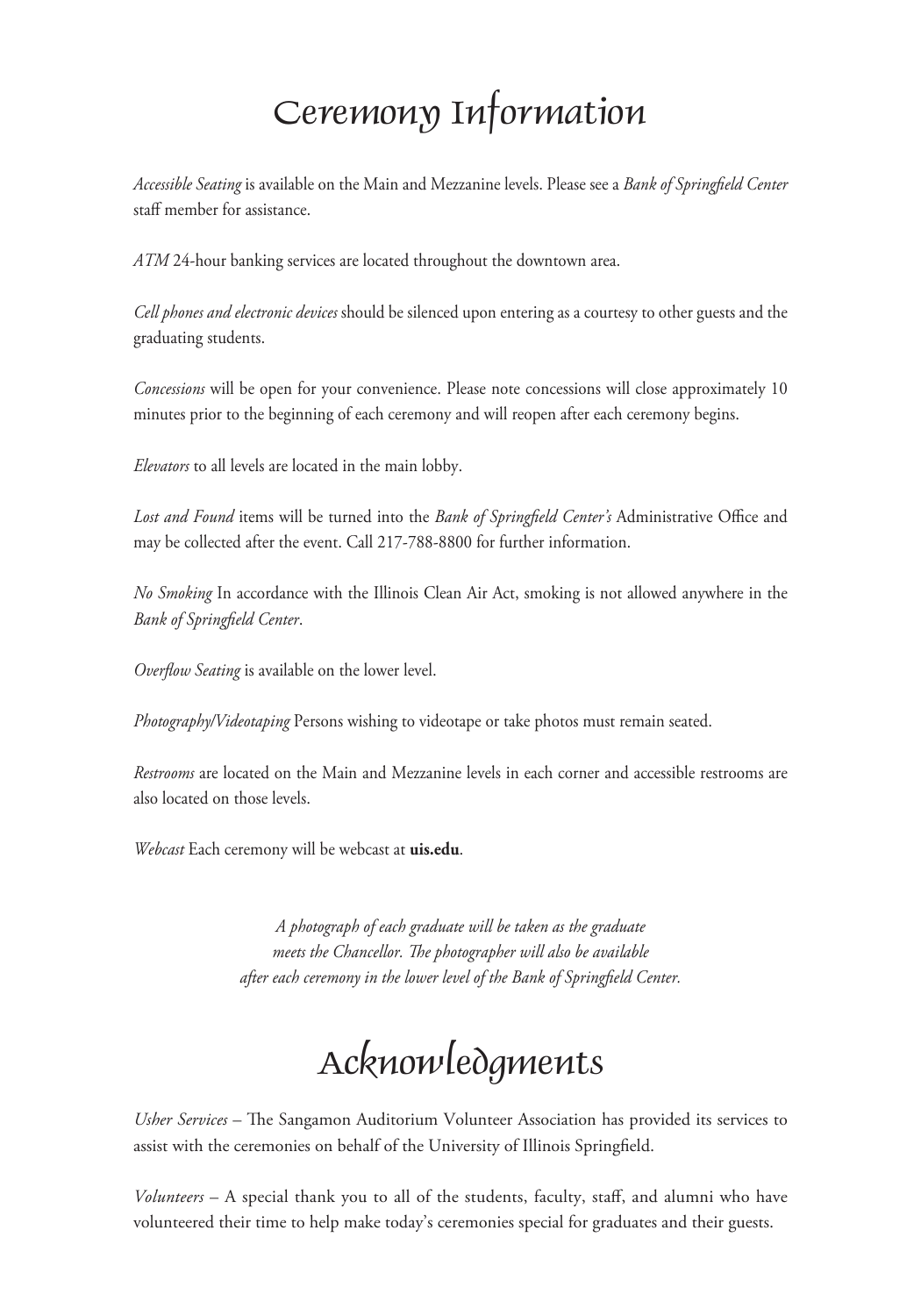# Ceremony Information

*Accessible Seating* is available on the Main and Mezzanine levels. Please see a *Bank of Springfield Center* staff member for assistance.

*ATM* 24-hour banking services are located throughout the downtown area.

*Cell phones and electronic devices* should be silenced upon entering as a courtesy to other guests and the graduating students.

*Concessions* will be open for your convenience. Please note concessions will close approximately 10 minutes prior to the beginning of each ceremony and will reopen after each ceremony begins.

*Elevators* to all levels are located in the main lobby.

*Lost and Found* items will be turned into the *Bank of Springfield Center's* Administrative Office and may be collected after the event. Call 217-788-8800 for further information.

*No Smoking* In accordance with the Illinois Clean Air Act, smoking is not allowed anywhere in the *Bank of Springfield Center*.

*Overflow Seating* is available on the lower level.

*Photography/Videotaping* Persons wishing to videotape or take photos must remain seated.

*Restrooms* are located on the Main and Mezzanine levels in each corner and accessible restrooms are also located on those levels.

*Webcast* Each ceremony will be webcast at **uis.edu**.

*A photograph of each graduate will be taken as the graduate meets the Chancellor. The photographer will also be available after each ceremony in the lower level of the Bank of Springfield Center.*

# Acknowledgments

*Usher Services* – The Sangamon Auditorium Volunteer Association has provided its services to assist with the ceremonies on behalf of the University of Illinois Springfield.

*Volunteers* – A special thank you to all of the students, faculty, staff, and alumni who have volunteered their time to help make today's ceremonies special for graduates and their guests.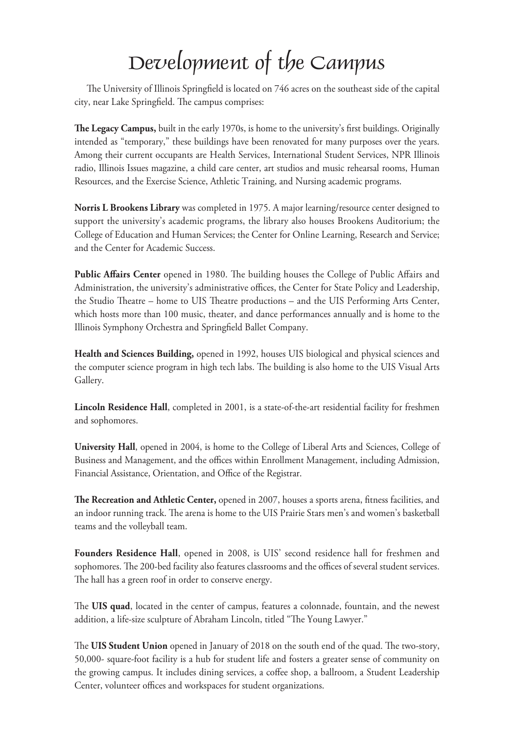# Development of the Campus

The University of Illinois Springfield is located on 746 acres on the southeast side of the capital city, near Lake Springfield. The campus comprises:

**The Legacy Campus,** built in the early 1970s, is home to the university's first buildings. Originally intended as "temporary," these buildings have been renovated for many purposes over the years. Among their current occupants are Health Services, International Student Services, NPR Illinois radio, Illinois Issues magazine, a child care center, art studios and music rehearsal rooms, Human Resources, and the Exercise Science, Athletic Training, and Nursing academic programs.

**Norris L Brookens Library** was completed in 1975. A major learning/resource center designed to support the university's academic programs, the library also houses Brookens Auditorium; the College of Education and Human Services; the Center for Online Learning, Research and Service; and the Center for Academic Success.

**Public Affairs Center** opened in 1980. The building houses the College of Public Affairs and Administration, the university's administrative offices, the Center for State Policy and Leadership, the Studio Theatre – home to UIS Theatre productions – and the UIS Performing Arts Center, which hosts more than 100 music, theater, and dance performances annually and is home to the Illinois Symphony Orchestra and Springfield Ballet Company.

**Health and Sciences Building,** opened in 1992, houses UIS biological and physical sciences and the computer science program in high tech labs. The building is also home to the UIS Visual Arts Gallery.

**Lincoln Residence Hall**, completed in 2001, is a state-of-the-art residential facility for freshmen and sophomores.

**University Hall**, opened in 2004, is home to the College of Liberal Arts and Sciences, College of Business and Management, and the offices within Enrollment Management, including Admission, Financial Assistance, Orientation, and Office of the Registrar.

**The Recreation and Athletic Center,** opened in 2007, houses a sports arena, fitness facilities, and an indoor running track. The arena is home to the UIS Prairie Stars men's and women's basketball teams and the volleyball team.

**Founders Residence Hall**, opened in 2008, is UIS' second residence hall for freshmen and sophomores. The 200-bed facility also features classrooms and the offices of several student services. The hall has a green roof in order to conserve energy.

The **UIS quad**, located in the center of campus, features a colonnade, fountain, and the newest addition, a life-size sculpture of Abraham Lincoln, titled "The Young Lawyer."

The **UIS Student Union** opened in January of 2018 on the south end of the quad. The two-story, 50,000- square-foot facility is a hub for student life and fosters a greater sense of community on the growing campus. It includes dining services, a coffee shop, a ballroom, a Student Leadership Center, volunteer offices and workspaces for student organizations.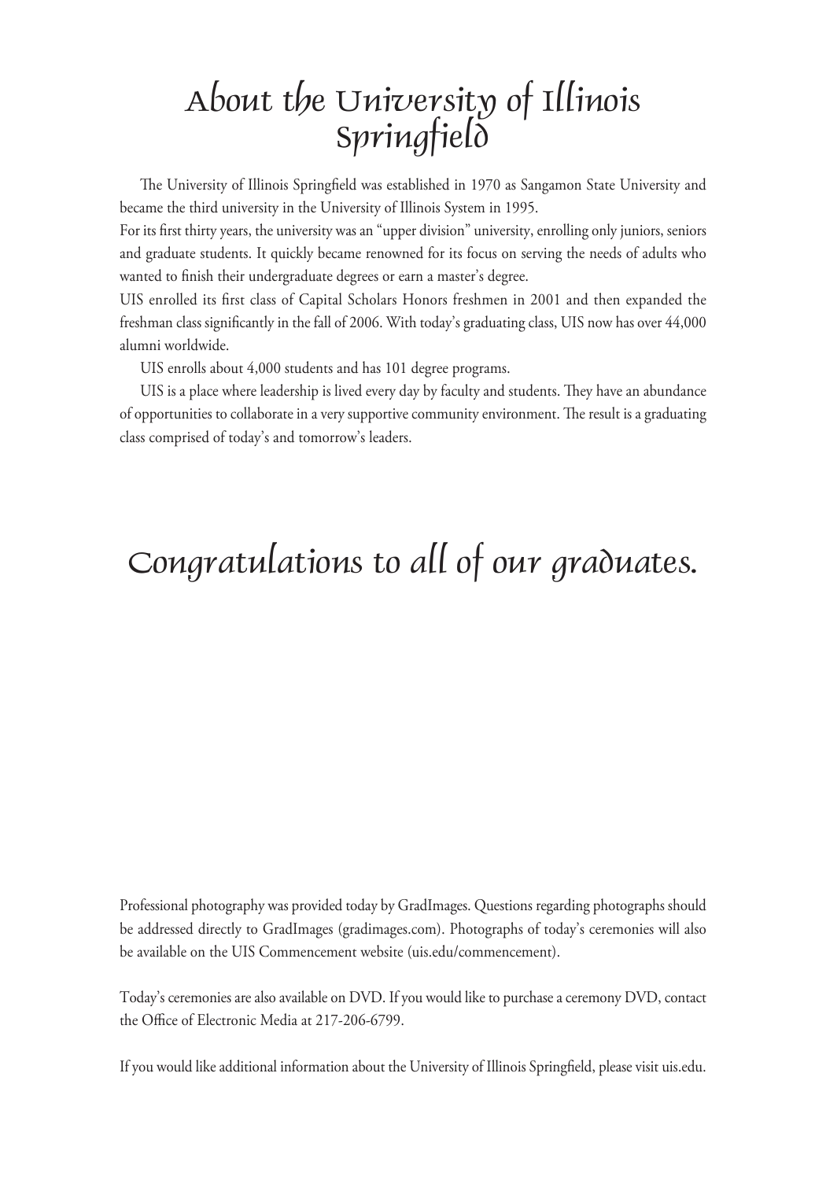# About the University of Illinois Springfield

The University of Illinois Springfield was established in 1970 as Sangamon State University and became the third university in the University of Illinois System in 1995.

For its first thirty years, the university was an "upper division" university, enrolling only juniors, seniors and graduate students. It quickly became renowned for its focus on serving the needs of adults who wanted to finish their undergraduate degrees or earn a master's degree.

UIS enrolled its first class of Capital Scholars Honors freshmen in 2001 and then expanded the freshman class significantly in the fall of 2006. With today's graduating class, UIS now has over 44,000 alumni worldwide.

UIS enrolls about 4,000 students and has 101 degree programs.

UIS is a place where leadership is lived every day by faculty and students. They have an abundance of opportunities to collaborate in a very supportive community environment. The result is a graduating class comprised of today's and tomorrow's leaders.

# Congratulations to all of our graduates.

Professional photography was provided today by GradImages. Questions regarding photographs should be addressed directly to GradImages (gradimages.com). Photographs of today's ceremonies will also be available on the UIS Commencement website (uis.edu/commencement).

Today's ceremonies are also available on DVD. If you would like to purchase a ceremony DVD, contact the Office of Electronic Media at 217-206-6799.

If you would like additional information about the University of Illinois Springfield, please visit uis.edu.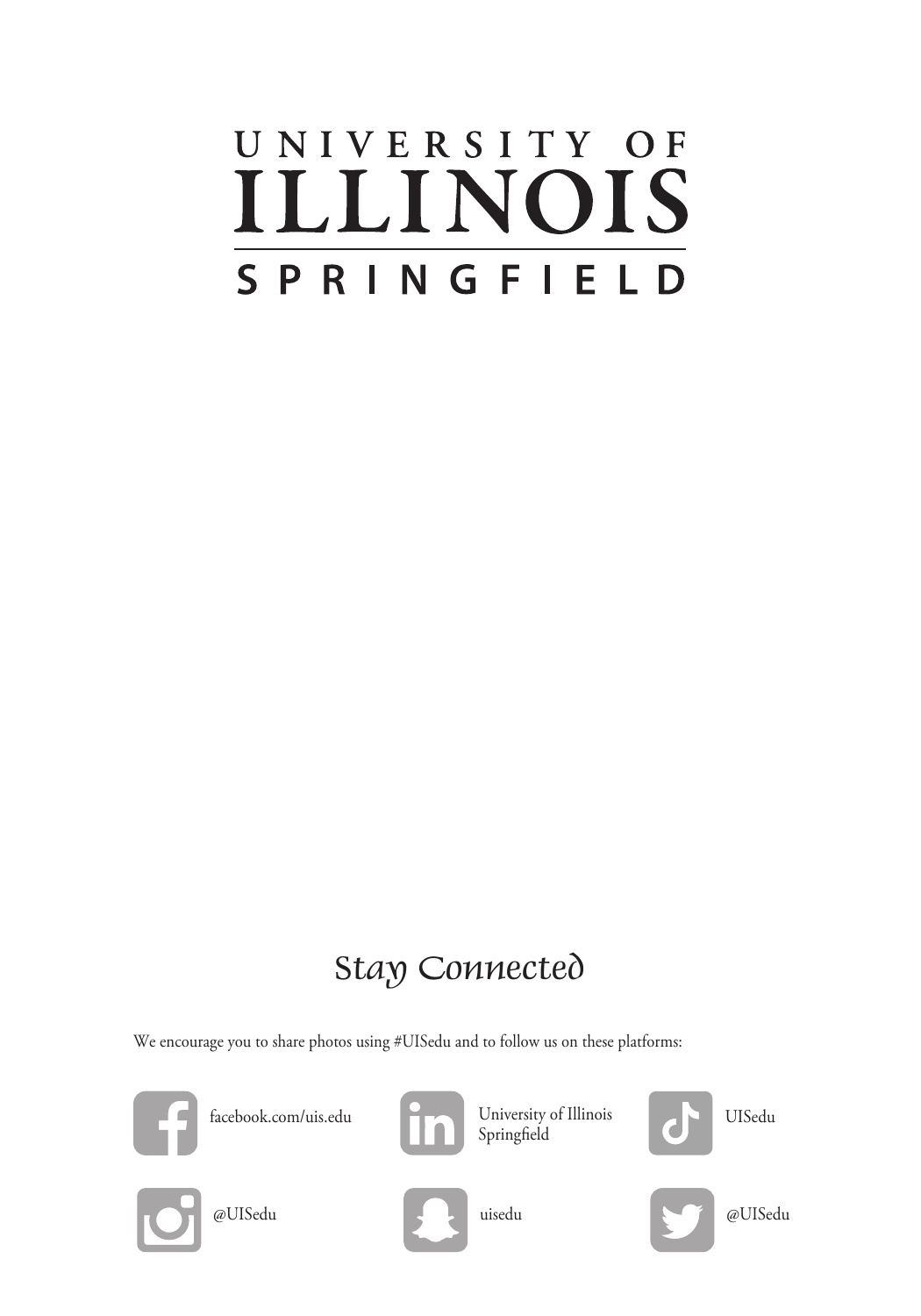# UNIVERSITY OF ILLINOIS SPRINGFIELD

## Stay Connected

We encourage you to share photos using #UISedu and to follow us on these platforms:

- facebook.com/uis.edu
- University of Illinois Springfield
- UISedu
- @UISedu
- uisedu
- @UISedu